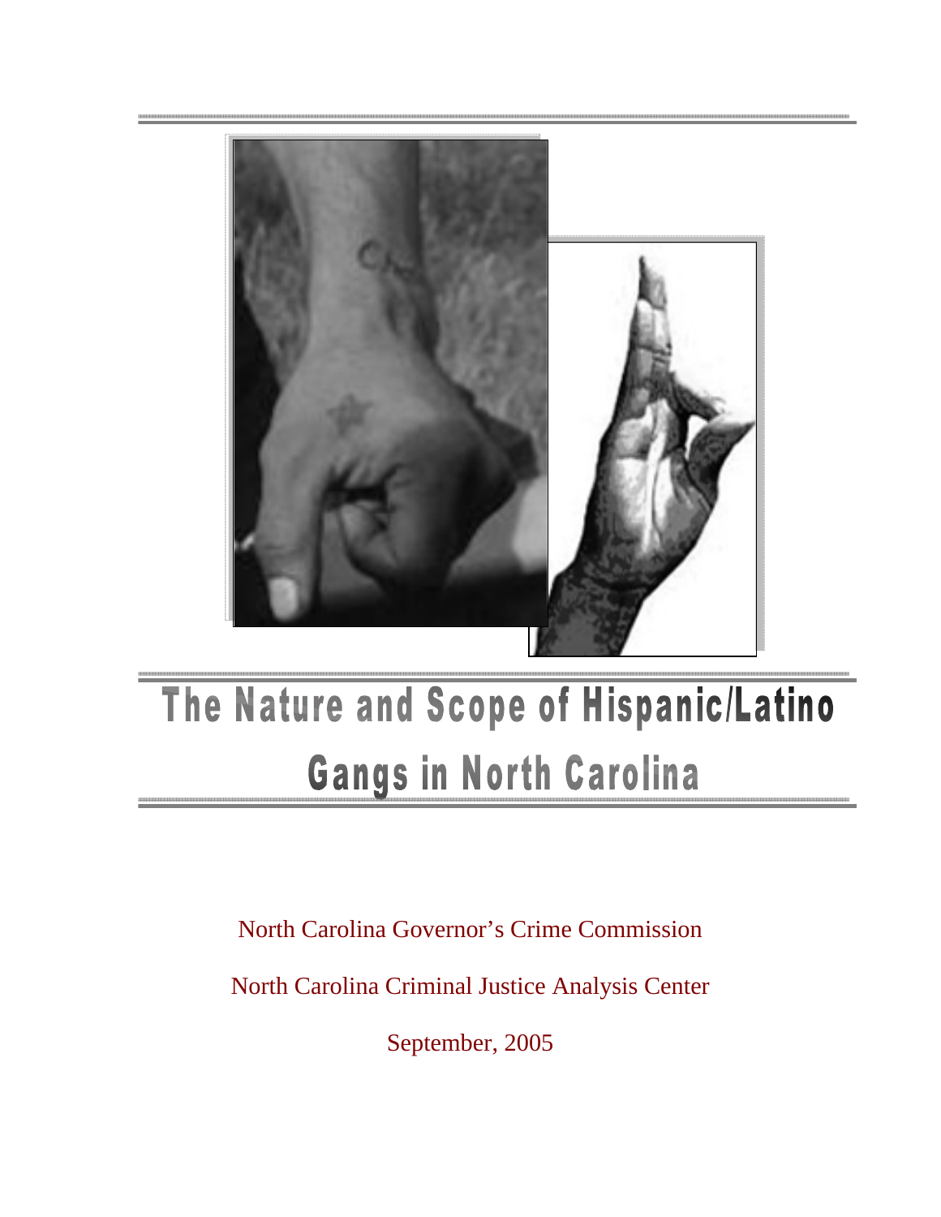# The Nature and Scope of Hispanic/Latino Gangs in North Carolina

North Carolina Governor's Crime Commission

North Carolina Criminal Justice Analysis Center

September, 2005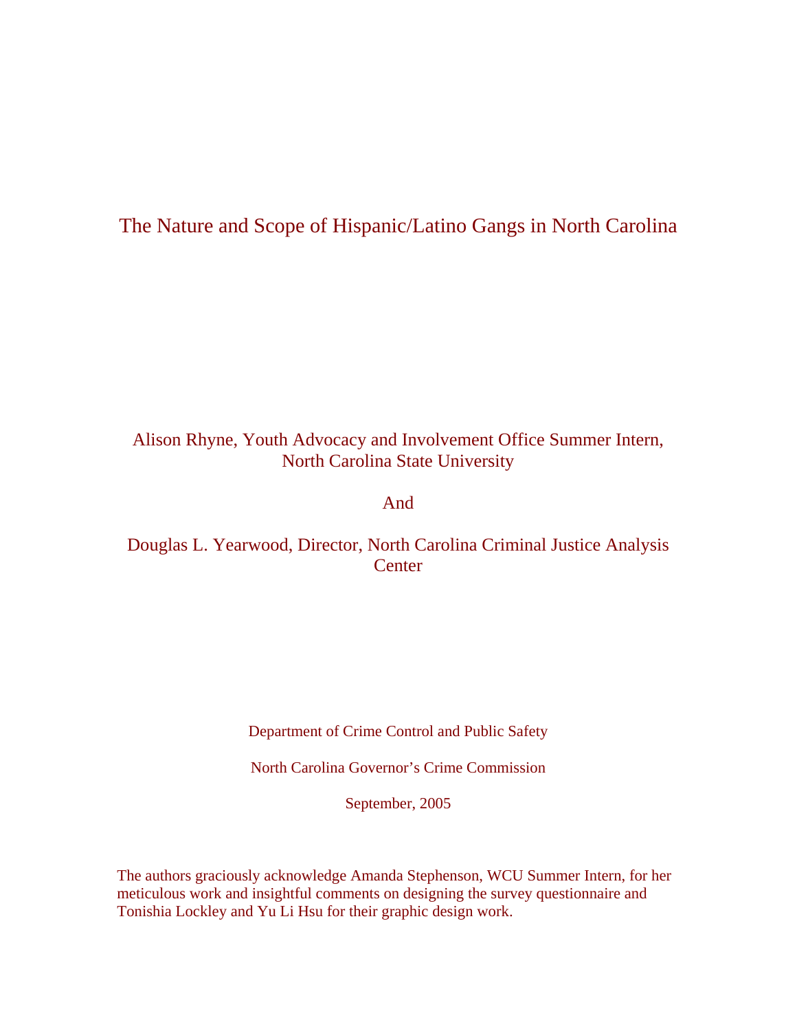# The Nature and Scope of Hispanic/Latino Gangs in North Carolina

Alison Rhyne, Youth Advocacy and Involvement Office Summer Intern, North Carolina State University

And

Douglas L. Yearwood, Director, North Carolina Criminal Justice Analysis Center

Department of Crime Control and Public Safety

North Carolina Governor's Crime Commission

September, 2005

The authors graciously acknowledge Amanda Stephenson, WCU Summer Intern, for her meticulous work and insightful comments on designing the survey questionnaire and Tonishia Lockley and Yu Li Hsu for their graphic design work.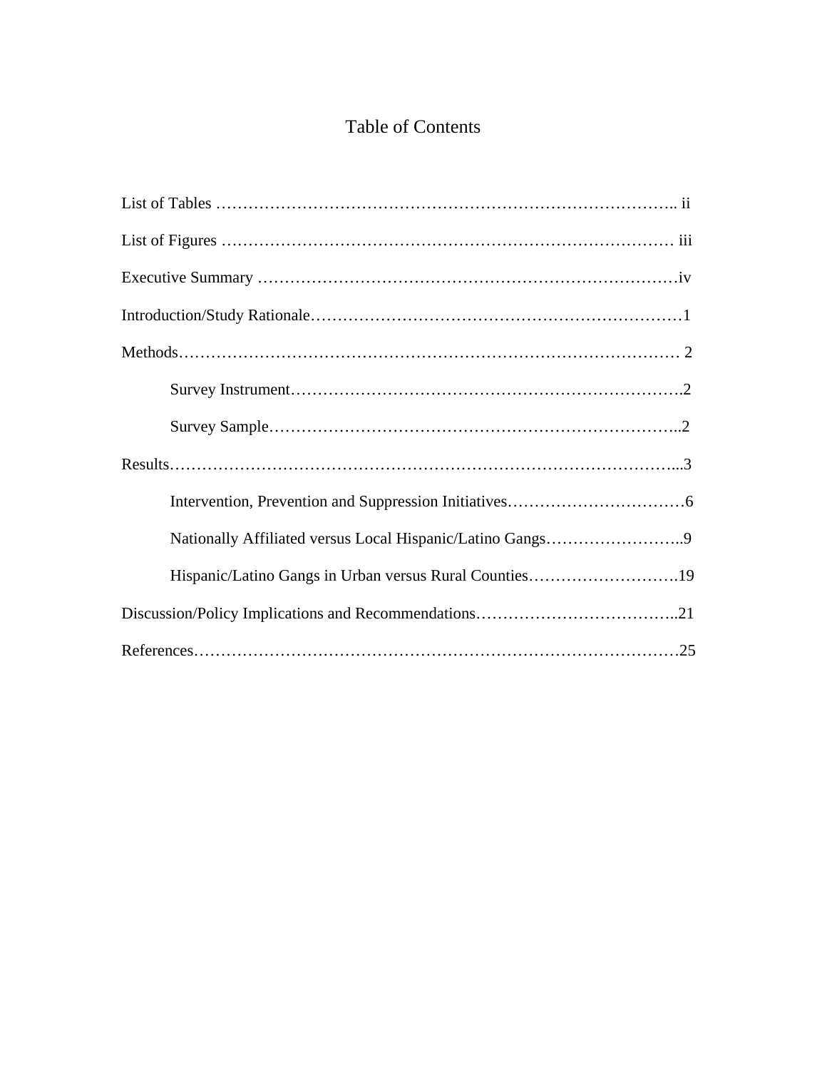# Table of Contents

List of Tables …………………………………………………………………….. ii

List of Figures ………………………………………………………………… iii

Executive Summary ……………………………………………………………iv

Introduction/Study Rationale……………………………………………………1

Methods………………………………………………………………………… 2

- Survey Instrument……………………………………………………….2
- Survey Sample…………………………………………………………..2

Results……………………………………………………………………...3

- Intervention, Prevention and Suppression Initiatives……………………6
- Nationally Affiliated versus Local Hispanic/Latino Gangs……………..9
- Hispanic/Latino Gangs in Urban versus Rural Counties……………….19

Discussion/Policy Implications and Recommendations………………………..21

References………………………………………………………………………25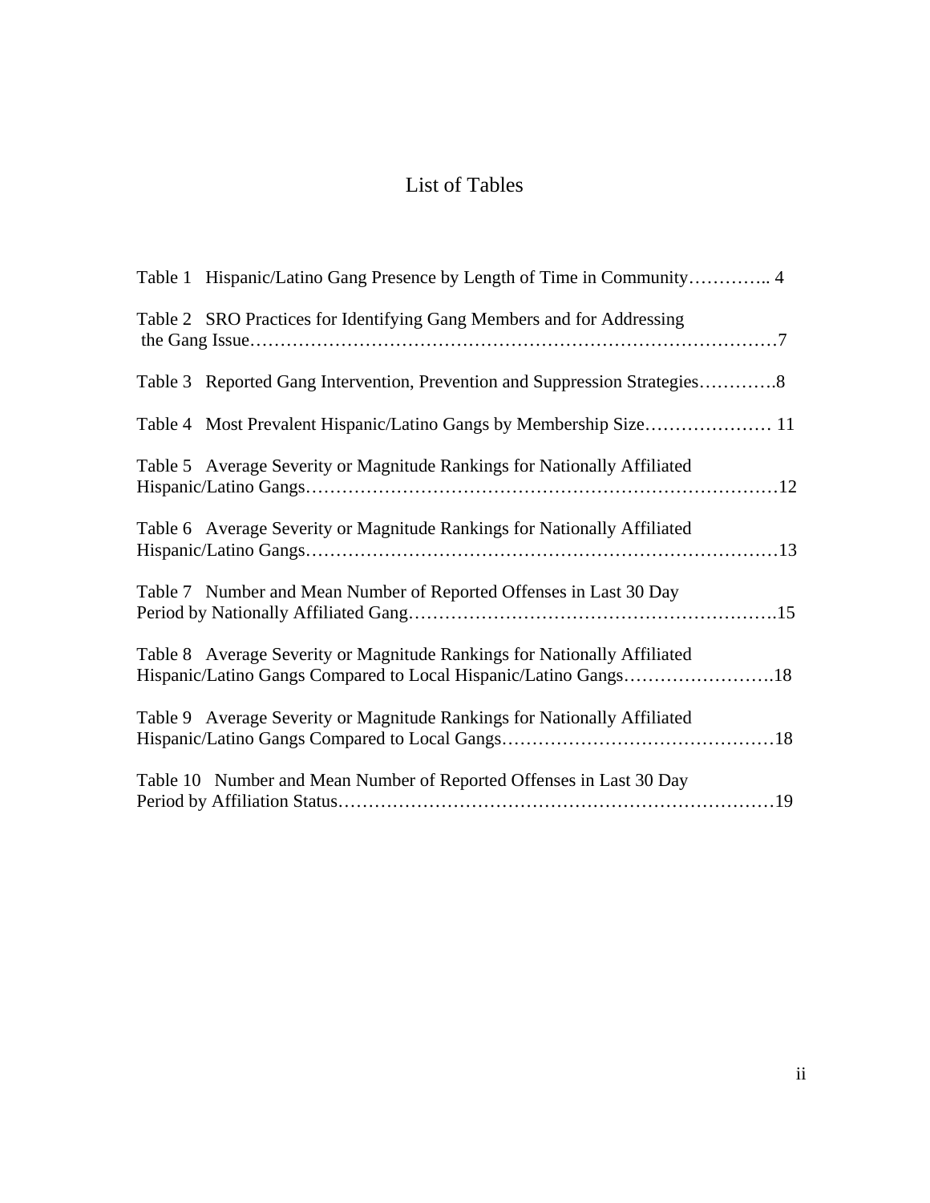# List of Tables

Table 1 Hispanic/Latino Gang Presence by Length of Time in Community………….. 4

Table 2 SRO Practices for Identifying Gang Members and for Addressing the Gang Issue…………………………………………………………………………7

Table 3 Reported Gang Intervention, Prevention and Suppression Strategies………….8

Table 4 Most Prevalent Hispanic/Latino Gangs by Membership Size………………… 11

Table 5 Average Severity or Magnitude Rankings for Nationally Affiliated Hispanic/Latino Gangs…………………………………………………………………12

Table 6 Average Severity or Magnitude Rankings for Nationally Affiliated Hispanic/Latino Gangs…………………………………………………………………13

Table 7 Number and Mean Number of Reported Offenses in Last 30 Day Period by Nationally Affiliated Gang……………………………………………………….15

Table 8 Average Severity or Magnitude Rankings for Nationally Affiliated Hispanic/Latino Gangs Compared to Local Hispanic/Latino Gangs…………………….18

Table 9 Average Severity or Magnitude Rankings for Nationally Affiliated Hispanic/Latino Gangs Compared to Local Gangs………………………………………18

Table 10 Number and Mean Number of Reported Offenses in Last 30 Day Period by Affiliation Status…………………………………………………………………19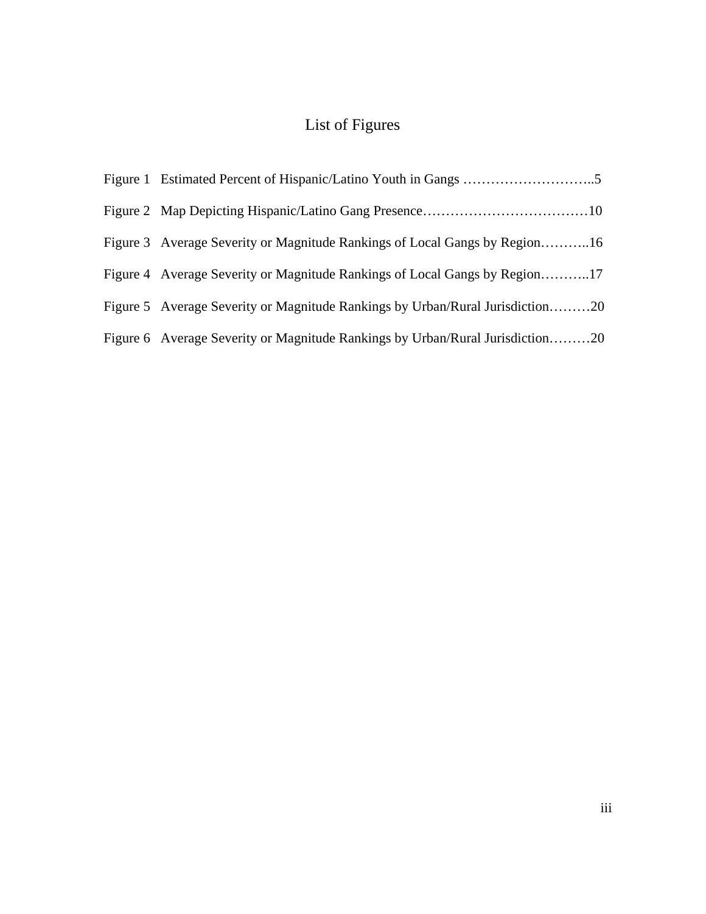# List of Figures

Figure 1 Estimated Percent of Hispanic/Latino Youth in Gangs ………………………..5

Figure 2 Map Depicting Hispanic/Latino Gang Presence………………………………10

Figure 3 Average Severity or Magnitude Rankings of Local Gangs by Region………..16

Figure 4 Average Severity or Magnitude Rankings of Local Gangs by Region………..17

Figure 5 Average Severity or Magnitude Rankings by Urban/Rural Jurisdiction………20

Figure 6 Average Severity or Magnitude Rankings by Urban/Rural Jurisdiction………20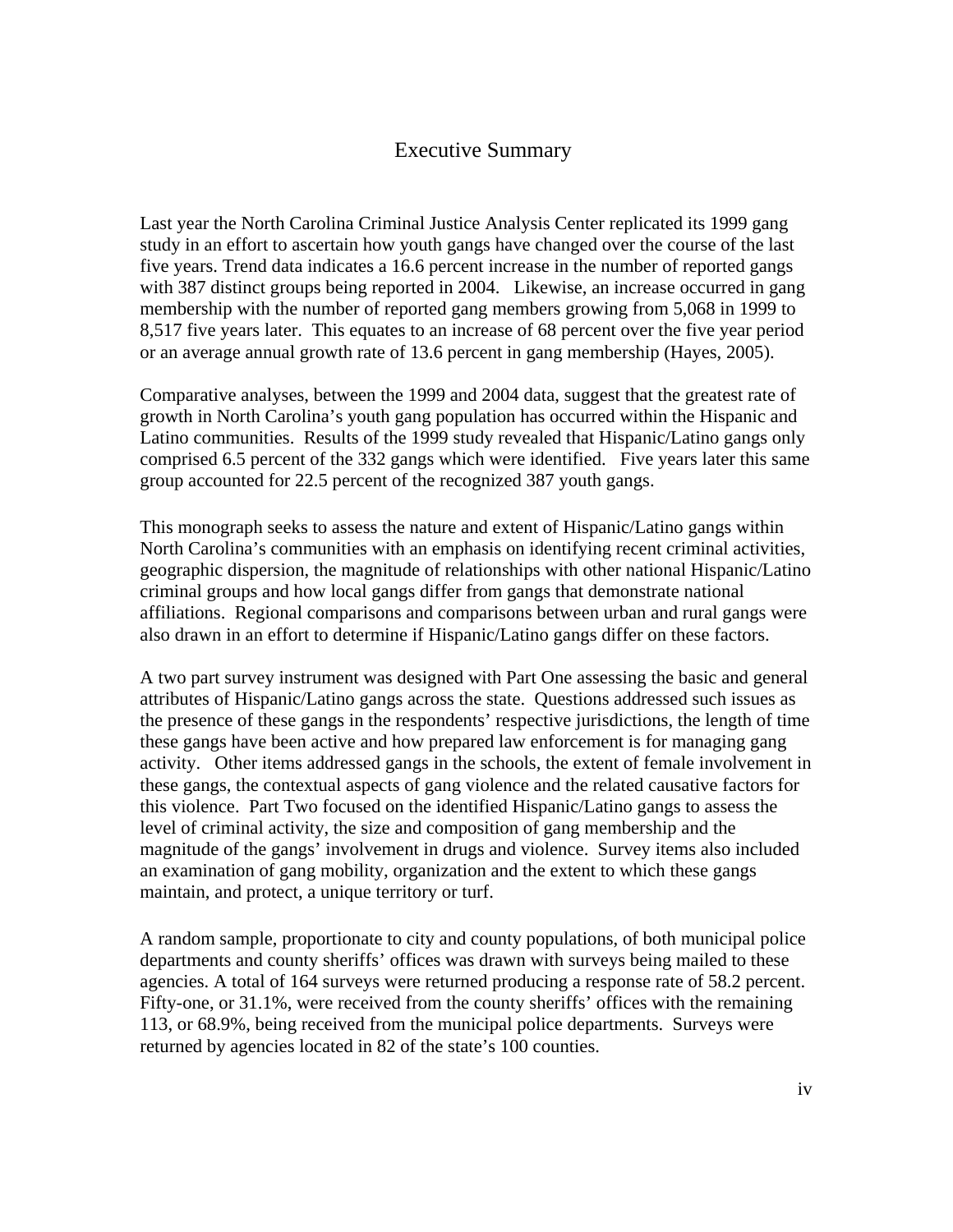# Executive Summary

Last year the North Carolina Criminal Justice Analysis Center replicated its 1999 gang study in an effort to ascertain how youth gangs have changed over the course of the last five years. Trend data indicates a 16.6 percent increase in the number of reported gangs with 387 distinct groups being reported in 2004. Likewise, an increase occurred in gang membership with the number of reported gang members growing from 5,068 in 1999 to 8,517 five years later. This equates to an increase of 68 percent over the five year period or an average annual growth rate of 13.6 percent in gang membership (Hayes, 2005).

Comparative analyses, between the 1999 and 2004 data, suggest that the greatest rate of growth in North Carolina's youth gang population has occurred within the Hispanic and Latino communities. Results of the 1999 study revealed that Hispanic/Latino gangs only comprised 6.5 percent of the 332 gangs which were identified. Five years later this same group accounted for 22.5 percent of the recognized 387 youth gangs.

This monograph seeks to assess the nature and extent of Hispanic/Latino gangs within North Carolina's communities with an emphasis on identifying recent criminal activities, geographic dispersion, the magnitude of relationships with other national Hispanic/Latino criminal groups and how local gangs differ from gangs that demonstrate national affiliations. Regional comparisons and comparisons between urban and rural gangs were also drawn in an effort to determine if Hispanic/Latino gangs differ on these factors.

A two part survey instrument was designed with Part One assessing the basic and general attributes of Hispanic/Latino gangs across the state. Questions addressed such issues as the presence of these gangs in the respondents' respective jurisdictions, the length of time these gangs have been active and how prepared law enforcement is for managing gang activity. Other items addressed gangs in the schools, the extent of female involvement in these gangs, the contextual aspects of gang violence and the related causative factors for this violence. Part Two focused on the identified Hispanic/Latino gangs to assess the level of criminal activity, the size and composition of gang membership and the magnitude of the gangs' involvement in drugs and violence. Survey items also included an examination of gang mobility, organization and the extent to which these gangs maintain, and protect, a unique territory or turf.

A random sample, proportionate to city and county populations, of both municipal police departments and county sheriffs' offices was drawn with surveys being mailed to these agencies. A total of 164 surveys were returned producing a response rate of 58.2 percent. Fifty-one, or 31.1%, were received from the county sheriffs' offices with the remaining 113, or 68.9%, being received from the municipal police departments. Surveys were returned by agencies located in 82 of the state's 100 counties.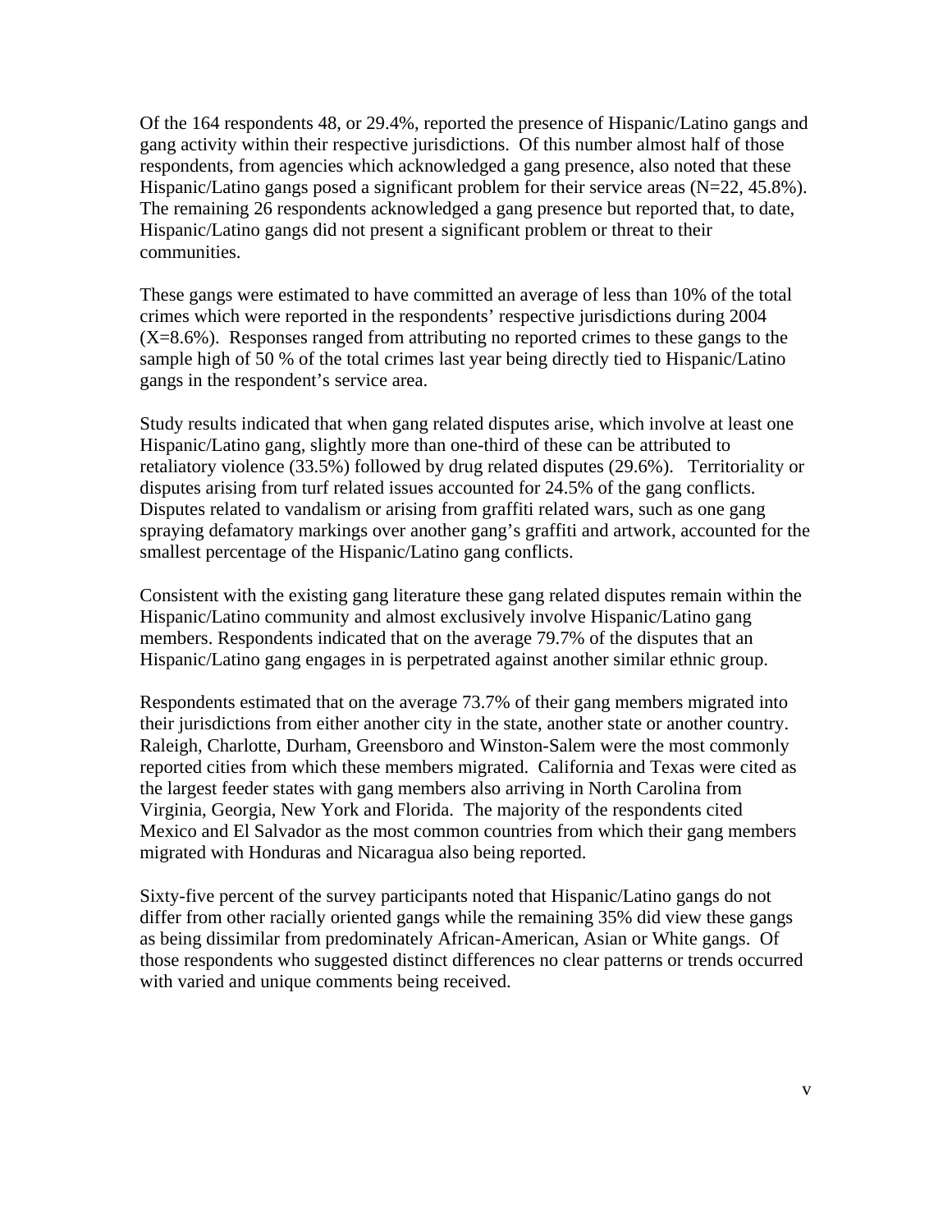Of the 164 respondents 48, or 29.4%, reported the presence of Hispanic/Latino gangs and gang activity within their respective jurisdictions. Of this number almost half of those respondents, from agencies which acknowledged a gang presence, also noted that these Hispanic/Latino gangs posed a significant problem for their service areas (N=22, 45.8%). The remaining 26 respondents acknowledged a gang presence but reported that, to date, Hispanic/Latino gangs did not present a significant problem or threat to their communities.

These gangs were estimated to have committed an average of less than 10% of the total crimes which were reported in the respondents' respective jurisdictions during 2004 (X=8.6%). Responses ranged from attributing no reported crimes to these gangs to the sample high of 50 % of the total crimes last year being directly tied to Hispanic/Latino gangs in the respondent's service area.

Study results indicated that when gang related disputes arise, which involve at least one Hispanic/Latino gang, slightly more than one-third of these can be attributed to retaliatory violence (33.5%) followed by drug related disputes (29.6%). Territoriality or disputes arising from turf related issues accounted for 24.5% of the gang conflicts. Disputes related to vandalism or arising from graffiti related wars, such as one gang spraying defamatory markings over another gang's graffiti and artwork, accounted for the smallest percentage of the Hispanic/Latino gang conflicts.

Consistent with the existing gang literature these gang related disputes remain within the Hispanic/Latino community and almost exclusively involve Hispanic/Latino gang members. Respondents indicated that on the average 79.7% of the disputes that an Hispanic/Latino gang engages in is perpetrated against another similar ethnic group.

Respondents estimated that on the average 73.7% of their gang members migrated into their jurisdictions from either another city in the state, another state or another country. Raleigh, Charlotte, Durham, Greensboro and Winston-Salem were the most commonly reported cities from which these members migrated. California and Texas were cited as the largest feeder states with gang members also arriving in North Carolina from Virginia, Georgia, New York and Florida. The majority of the respondents cited Mexico and El Salvador as the most common countries from which their gang members migrated with Honduras and Nicaragua also being reported.

Sixty-five percent of the survey participants noted that Hispanic/Latino gangs do not differ from other racially oriented gangs while the remaining 35% did view these gangs as being dissimilar from predominately African-American, Asian or White gangs. Of those respondents who suggested distinct differences no clear patterns or trends occurred with varied and unique comments being received.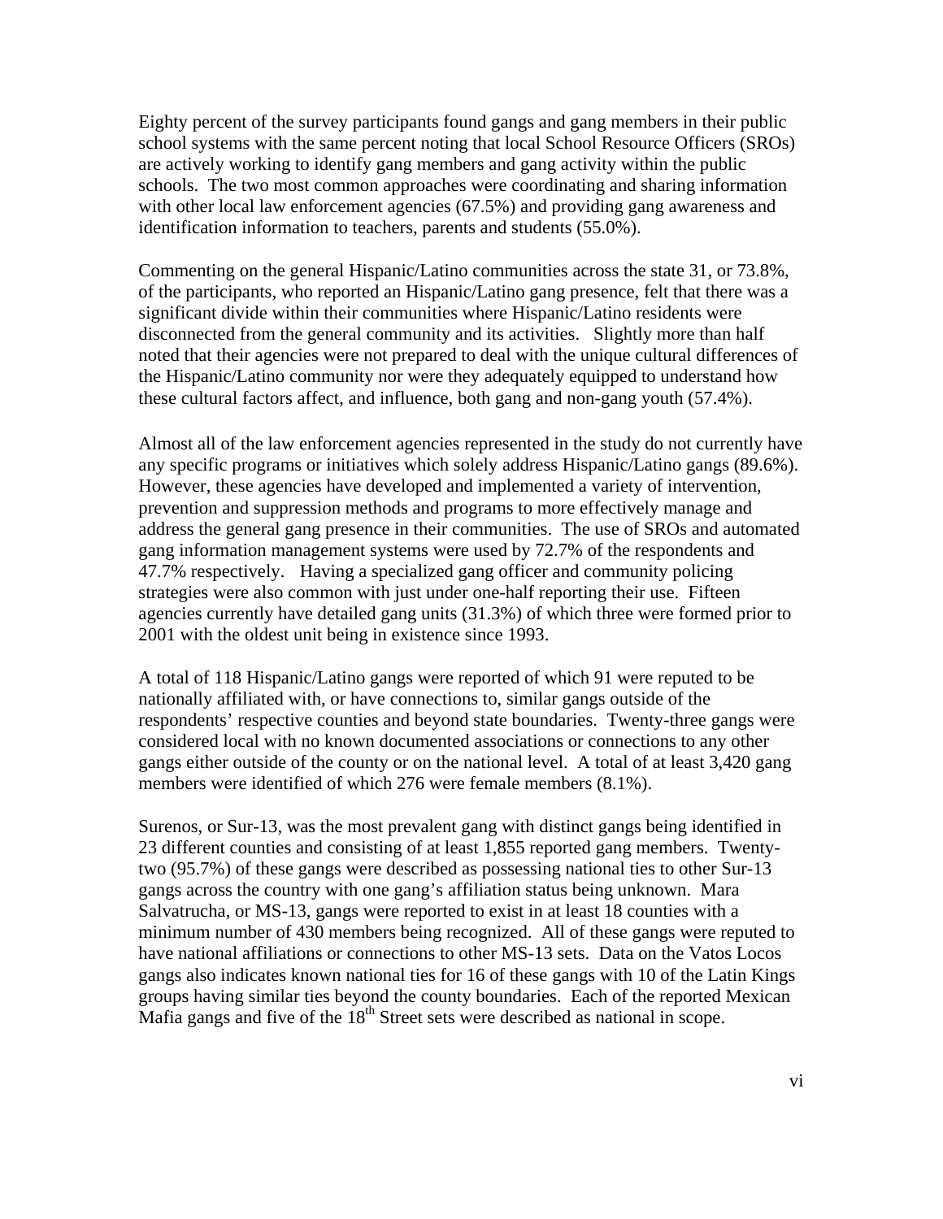Eighty percent of the survey participants found gangs and gang members in their public school systems with the same percent noting that local School Resource Officers (SROs) are actively working to identify gang members and gang activity within the public schools. The two most common approaches were coordinating and sharing information with other local law enforcement agencies (67.5%) and providing gang awareness and identification information to teachers, parents and students (55.0%).

Commenting on the general Hispanic/Latino communities across the state 31, or 73.8%, of the participants, who reported an Hispanic/Latino gang presence, felt that there was a significant divide within their communities where Hispanic/Latino residents were disconnected from the general community and its activities. Slightly more than half noted that their agencies were not prepared to deal with the unique cultural differences of the Hispanic/Latino community nor were they adequately equipped to understand how these cultural factors affect, and influence, both gang and non-gang youth (57.4%).

Almost all of the law enforcement agencies represented in the study do not currently have any specific programs or initiatives which solely address Hispanic/Latino gangs (89.6%). However, these agencies have developed and implemented a variety of intervention, prevention and suppression methods and programs to more effectively manage and address the general gang presence in their communities. The use of SROs and automated gang information management systems were used by 72.7% of the respondents and 47.7% respectively. Having a specialized gang officer and community policing strategies were also common with just under one-half reporting their use. Fifteen agencies currently have detailed gang units (31.3%) of which three were formed prior to 2001 with the oldest unit being in existence since 1993.

A total of 118 Hispanic/Latino gangs were reported of which 91 were reputed to be nationally affiliated with, or have connections to, similar gangs outside of the respondents' respective counties and beyond state boundaries. Twenty-three gangs were considered local with no known documented associations or connections to any other gangs either outside of the county or on the national level. A total of at least 3,420 gang members were identified of which 276 were female members (8.1%).

Surenos, or Sur-13, was the most prevalent gang with distinct gangs being identified in 23 different counties and consisting of at least 1,855 reported gang members. Twenty-two (95.7%) of these gangs were described as possessing national ties to other Sur-13 gangs across the country with one gang's affiliation status being unknown. Mara Salvatrucha, or MS-13, gangs were reported to exist in at least 18 counties with a minimum number of 430 members being recognized. All of these gangs were reputed to have national affiliations or connections to other MS-13 sets. Data on the Vatos Locos gangs also indicates known national ties for 16 of these gangs with 10 of the Latin Kings groups having similar ties beyond the county boundaries. Each of the reported Mexican Mafia gangs and five of the 18th Street sets were described as national in scope.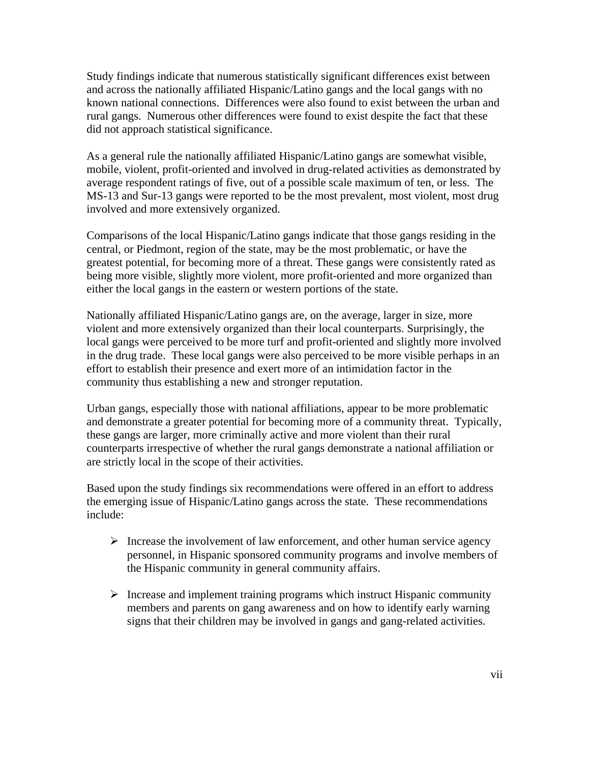Study findings indicate that numerous statistically significant differences exist between and across the nationally affiliated Hispanic/Latino gangs and the local gangs with no known national connections. Differences were also found to exist between the urban and rural gangs. Numerous other differences were found to exist despite the fact that these did not approach statistical significance.

As a general rule the nationally affiliated Hispanic/Latino gangs are somewhat visible, mobile, violent, profit-oriented and involved in drug-related activities as demonstrated by average respondent ratings of five, out of a possible scale maximum of ten, or less. The MS-13 and Sur-13 gangs were reported to be the most prevalent, most violent, most drug involved and more extensively organized.

Comparisons of the local Hispanic/Latino gangs indicate that those gangs residing in the central, or Piedmont, region of the state, may be the most problematic, or have the greatest potential, for becoming more of a threat. These gangs were consistently rated as being more visible, slightly more violent, more profit-oriented and more organized than either the local gangs in the eastern or western portions of the state.

Nationally affiliated Hispanic/Latino gangs are, on the average, larger in size, more violent and more extensively organized than their local counterparts. Surprisingly, the local gangs were perceived to be more turf and profit-oriented and slightly more involved in the drug trade. These local gangs were also perceived to be more visible perhaps in an effort to establish their presence and exert more of an intimidation factor in the community thus establishing a new and stronger reputation.

Urban gangs, especially those with national affiliations, appear to be more problematic and demonstrate a greater potential for becoming more of a community threat. Typically, these gangs are larger, more criminally active and more violent than their rural counterparts irrespective of whether the rural gangs demonstrate a national affiliation or are strictly local in the scope of their activities.

Based upon the study findings six recommendations were offered in an effort to address the emerging issue of Hispanic/Latino gangs across the state. These recommendations include:

- Increase the involvement of law enforcement, and other human service agency personnel, in Hispanic sponsored community programs and involve members of the Hispanic community in general community affairs.

- Increase and implement training programs which instruct Hispanic community members and parents on gang awareness and on how to identify early warning signs that their children may be involved in gangs and gang-related activities.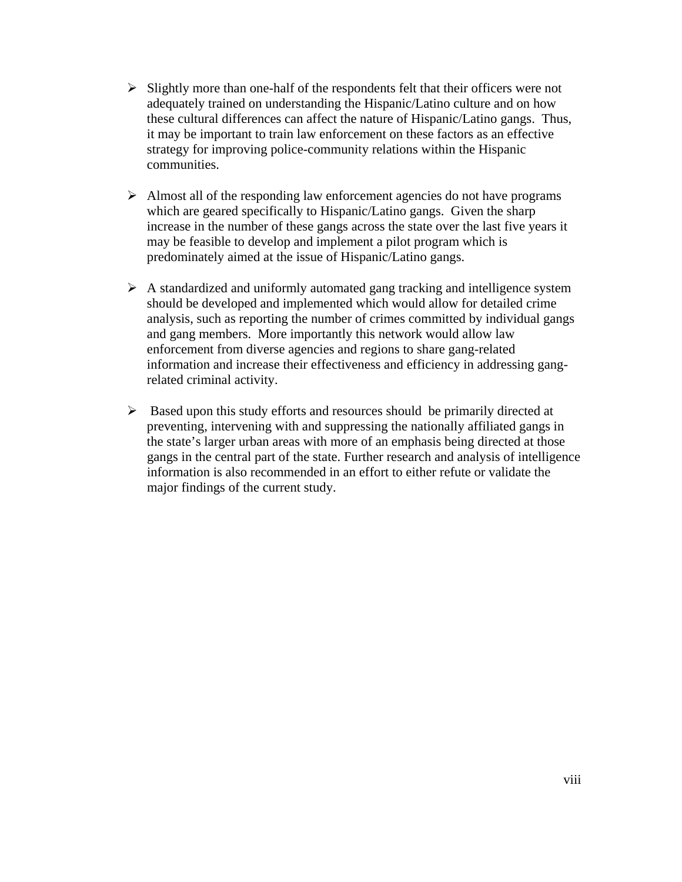- Slightly more than one-half of the respondents felt that their officers were not adequately trained on understanding the Hispanic/Latino culture and on how these cultural differences can affect the nature of Hispanic/Latino gangs. Thus, it may be important to train law enforcement on these factors as an effective strategy for improving police-community relations within the Hispanic communities.

- Almost all of the responding law enforcement agencies do not have programs which are geared specifically to Hispanic/Latino gangs. Given the sharp increase in the number of these gangs across the state over the last five years it may be feasible to develop and implement a pilot program which is predominately aimed at the issue of Hispanic/Latino gangs.

- A standardized and uniformly automated gang tracking and intelligence system should be developed and implemented which would allow for detailed crime analysis, such as reporting the number of crimes committed by individual gangs and gang members. More importantly this network would allow law enforcement from diverse agencies and regions to share gang-related information and increase their effectiveness and efficiency in addressing gang-related criminal activity.

- Based upon this study efforts and resources should be primarily directed at preventing, intervening with and suppressing the nationally affiliated gangs in the state's larger urban areas with more of an emphasis being directed at those gangs in the central part of the state. Further research and analysis of intelligence information is also recommended in an effort to either refute or validate the major findings of the current study.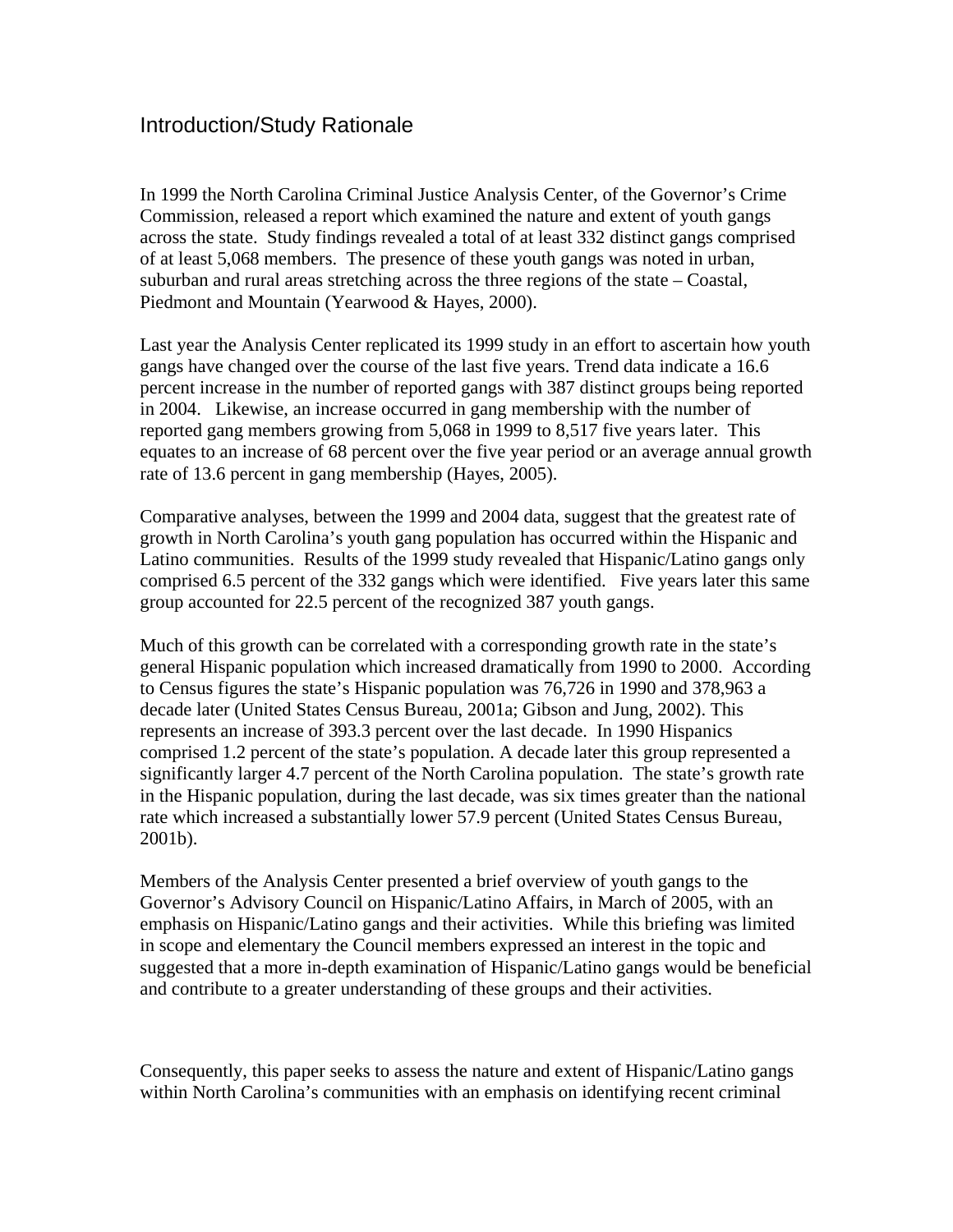## Introduction/Study Rationale

In 1999 the North Carolina Criminal Justice Analysis Center, of the Governor's Crime Commission, released a report which examined the nature and extent of youth gangs across the state. Study findings revealed a total of at least 332 distinct gangs comprised of at least 5,068 members. The presence of these youth gangs was noted in urban, suburban and rural areas stretching across the three regions of the state – Coastal, Piedmont and Mountain (Yearwood & Hayes, 2000).

Last year the Analysis Center replicated its 1999 study in an effort to ascertain how youth gangs have changed over the course of the last five years. Trend data indicate a 16.6 percent increase in the number of reported gangs with 387 distinct groups being reported in 2004. Likewise, an increase occurred in gang membership with the number of reported gang members growing from 5,068 in 1999 to 8,517 five years later. This equates to an increase of 68 percent over the five year period or an average annual growth rate of 13.6 percent in gang membership (Hayes, 2005).

Comparative analyses, between the 1999 and 2004 data, suggest that the greatest rate of growth in North Carolina's youth gang population has occurred within the Hispanic and Latino communities. Results of the 1999 study revealed that Hispanic/Latino gangs only comprised 6.5 percent of the 332 gangs which were identified. Five years later this same group accounted for 22.5 percent of the recognized 387 youth gangs.

Much of this growth can be correlated with a corresponding growth rate in the state's general Hispanic population which increased dramatically from 1990 to 2000. According to Census figures the state's Hispanic population was 76,726 in 1990 and 378,963 a decade later (United States Census Bureau, 2001a; Gibson and Jung, 2002). This represents an increase of 393.3 percent over the last decade. In 1990 Hispanics comprised 1.2 percent of the state's population. A decade later this group represented a significantly larger 4.7 percent of the North Carolina population. The state's growth rate in the Hispanic population, during the last decade, was six times greater than the national rate which increased a substantially lower 57.9 percent (United States Census Bureau, 2001b).

Members of the Analysis Center presented a brief overview of youth gangs to the Governor's Advisory Council on Hispanic/Latino Affairs, in March of 2005, with an emphasis on Hispanic/Latino gangs and their activities. While this briefing was limited in scope and elementary the Council members expressed an interest in the topic and suggested that a more in-depth examination of Hispanic/Latino gangs would be beneficial and contribute to a greater understanding of these groups and their activities.

Consequently, this paper seeks to assess the nature and extent of Hispanic/Latino gangs within North Carolina's communities with an emphasis on identifying recent criminal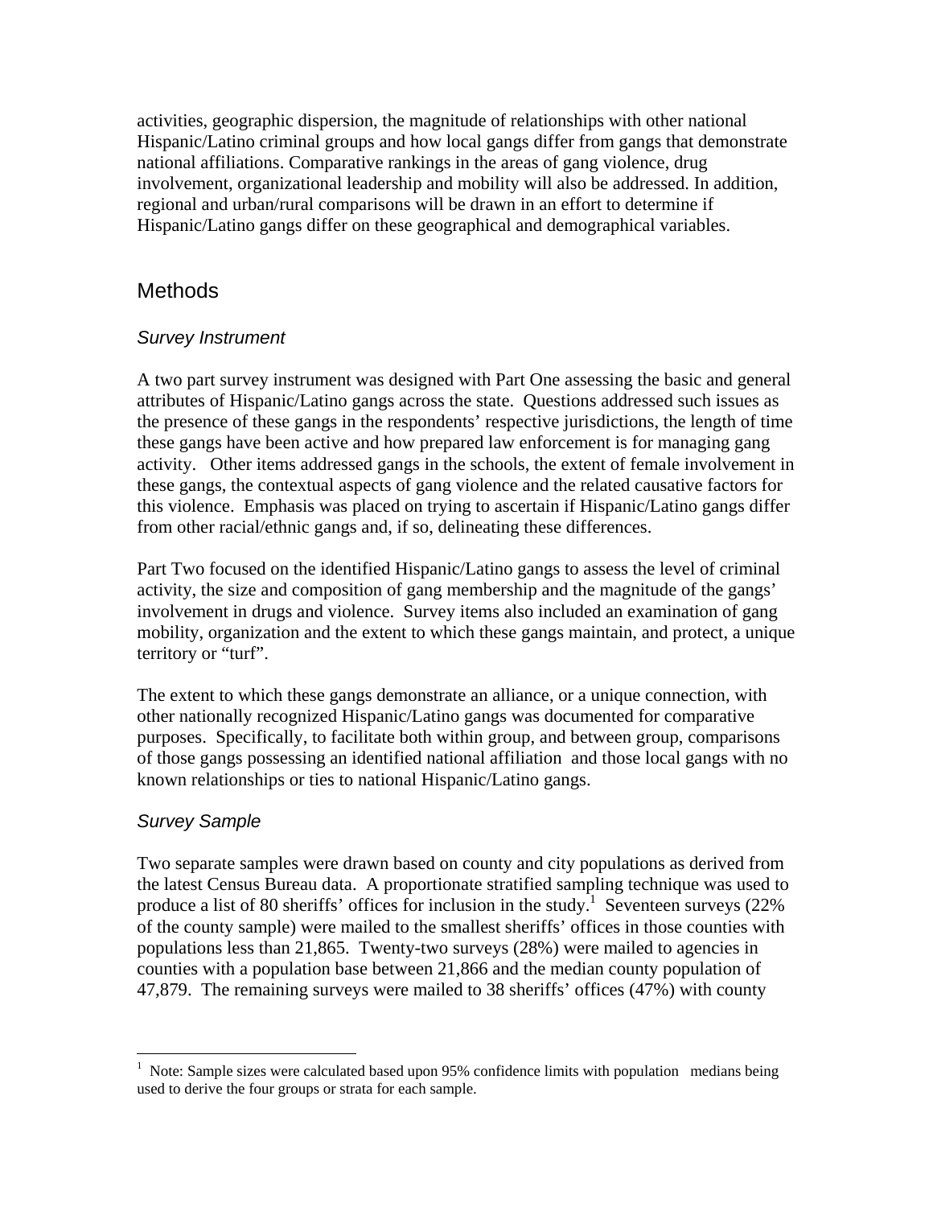activities, geographic dispersion, the magnitude of relationships with other national Hispanic/Latino criminal groups and how local gangs differ from gangs that demonstrate national affiliations. Comparative rankings in the areas of gang violence, drug involvement, organizational leadership and mobility will also be addressed. In addition, regional and urban/rural comparisons will be drawn in an effort to determine if Hispanic/Latino gangs differ on these geographical and demographical variables.

## Methods

### *Survey Instrument*

A two part survey instrument was designed with Part One assessing the basic and general attributes of Hispanic/Latino gangs across the state. Questions addressed such issues as the presence of these gangs in the respondents' respective jurisdictions, the length of time these gangs have been active and how prepared law enforcement is for managing gang activity. Other items addressed gangs in the schools, the extent of female involvement in these gangs, the contextual aspects of gang violence and the related causative factors for this violence. Emphasis was placed on trying to ascertain if Hispanic/Latino gangs differ from other racial/ethnic gangs and, if so, delineating these differences.

Part Two focused on the identified Hispanic/Latino gangs to assess the level of criminal activity, the size and composition of gang membership and the magnitude of the gangs' involvement in drugs and violence. Survey items also included an examination of gang mobility, organization and the extent to which these gangs maintain, and protect, a unique territory or "turf".

The extent to which these gangs demonstrate an alliance, or a unique connection, with other nationally recognized Hispanic/Latino gangs was documented for comparative purposes. Specifically, to facilitate both within group, and between group, comparisons of those gangs possessing an identified national affiliation and those local gangs with no known relationships or ties to national Hispanic/Latino gangs.

### *Survey Sample*

Two separate samples were drawn based on county and city populations as derived from the latest Census Bureau data. A proportionate stratified sampling technique was used to produce a list of 80 sheriffs' offices for inclusion in the study.[1] Seventeen surveys (22% of the county sample) were mailed to the smallest sheriffs' offices in those counties with populations less than 21,865. Twenty-two surveys (28%) were mailed to agencies in counties with a population base between 21,866 and the median county population of 47,879. The remaining surveys were mailed to 38 sheriffs' offices (47%) with county

---

[1] Note: Sample sizes were calculated based upon 95% confidence limits with population medians being used to derive the four groups or strata for each sample.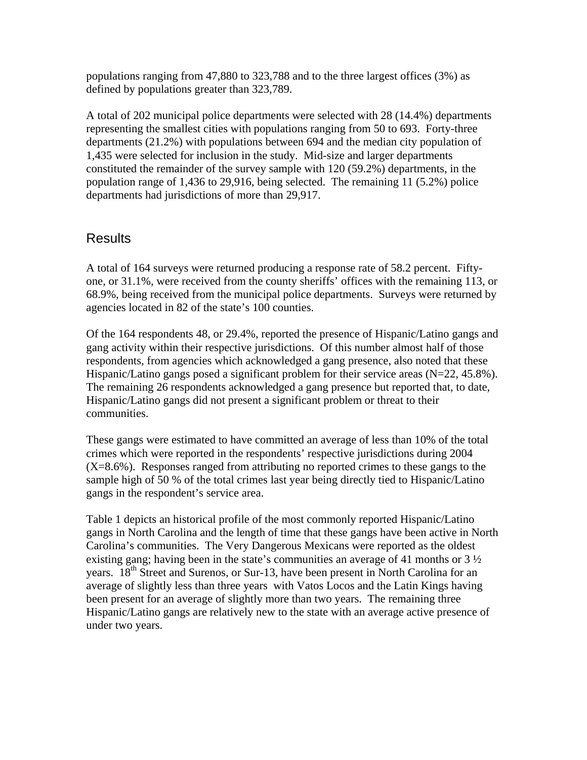populations ranging from 47,880 to 323,788 and to the three largest offices (3%) as defined by populations greater than 323,789.

A total of 202 municipal police departments were selected with 28 (14.4%) departments representing the smallest cities with populations ranging from 50 to 693. Forty-three departments (21.2%) with populations between 694 and the median city population of 1,435 were selected for inclusion in the study. Mid-size and larger departments constituted the remainder of the survey sample with 120 (59.2%) departments, in the population range of 1,436 to 29,916, being selected. The remaining 11 (5.2%) police departments had jurisdictions of more than 29,917.

## Results

A total of 164 surveys were returned producing a response rate of 58.2 percent. Fifty-one, or 31.1%, were received from the county sheriffs' offices with the remaining 113, or 68.9%, being received from the municipal police departments. Surveys were returned by agencies located in 82 of the state's 100 counties.

Of the 164 respondents 48, or 29.4%, reported the presence of Hispanic/Latino gangs and gang activity within their respective jurisdictions. Of this number almost half of those respondents, from agencies which acknowledged a gang presence, also noted that these Hispanic/Latino gangs posed a significant problem for their service areas (N=22, 45.8%). The remaining 26 respondents acknowledged a gang presence but reported that, to date, Hispanic/Latino gangs did not present a significant problem or threat to their communities.

These gangs were estimated to have committed an average of less than 10% of the total crimes which were reported in the respondents' respective jurisdictions during 2004 (X=8.6%). Responses ranged from attributing no reported crimes to these gangs to the sample high of 50 % of the total crimes last year being directly tied to Hispanic/Latino gangs in the respondent's service area.

Table 1 depicts an historical profile of the most commonly reported Hispanic/Latino gangs in North Carolina and the length of time that these gangs have been active in North Carolina's communities. The Very Dangerous Mexicans were reported as the oldest existing gang; having been in the state's communities an average of 41 months or 3 ½ years. 18th Street and Surenos, or Sur-13, have been present in North Carolina for an average of slightly less than three years with Vatos Locos and the Latin Kings having been present for an average of slightly more than two years. The remaining three Hispanic/Latino gangs are relatively new to the state with an average active presence of under two years.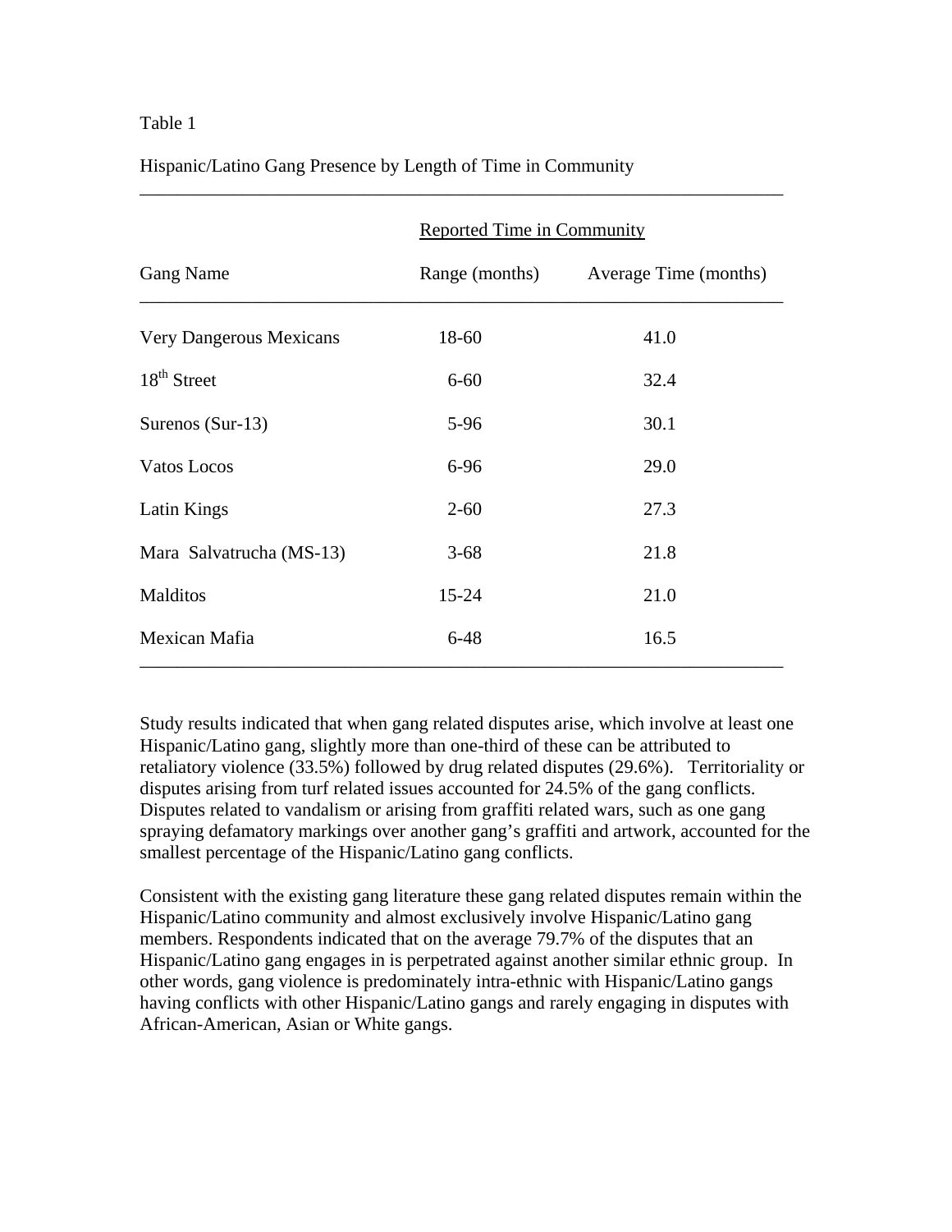Table 1

Hispanic/Latino Gang Presence by Length of Time in Community

| | Reported Time in Community | |
|---|---|---|
| Gang Name | Range (months) | Average Time (months) |
| Very Dangerous Mexicans | 18-60 | 41.0 |
| 18th Street | 6-60 | 32.4 |
| Surenos (Sur-13) | 5-96 | 30.1 |
| Vatos Locos | 6-96 | 29.0 |
| Latin Kings | 2-60 | 27.3 |
| Mara Salvatrucha (MS-13) | 3-68 | 21.8 |
| Malditos | 15-24 | 21.0 |
| Mexican Mafia | 6-48 | 16.5 |

Study results indicated that when gang related disputes arise, which involve at least one Hispanic/Latino gang, slightly more than one-third of these can be attributed to retaliatory violence (33.5%) followed by drug related disputes (29.6%). Territoriality or disputes arising from turf related issues accounted for 24.5% of the gang conflicts. Disputes related to vandalism or arising from graffiti related wars, such as one gang spraying defamatory markings over another gang's graffiti and artwork, accounted for the smallest percentage of the Hispanic/Latino gang conflicts.

Consistent with the existing gang literature these gang related disputes remain within the Hispanic/Latino community and almost exclusively involve Hispanic/Latino gang members. Respondents indicated that on the average 79.7% of the disputes that an Hispanic/Latino gang engages in is perpetrated against another similar ethnic group. In other words, gang violence is predominately intra-ethnic with Hispanic/Latino gangs having conflicts with other Hispanic/Latino gangs and rarely engaging in disputes with African-American, Asian or White gangs.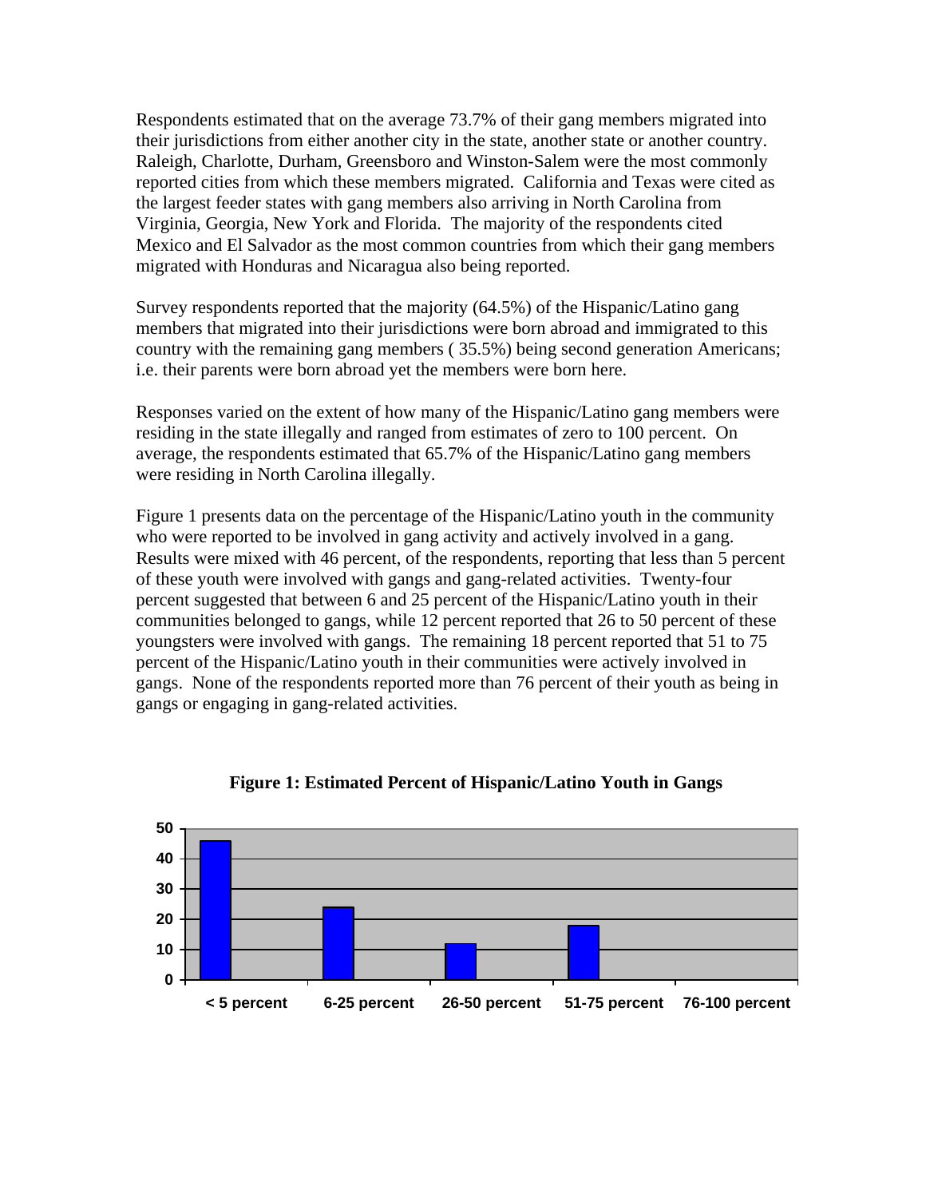Respondents estimated that on the average 73.7% of their gang members migrated into their jurisdictions from either another city in the state, another state or another country. Raleigh, Charlotte, Durham, Greensboro and Winston-Salem were the most commonly reported cities from which these members migrated. California and Texas were cited as the largest feeder states with gang members also arriving in North Carolina from Virginia, Georgia, New York and Florida. The majority of the respondents cited Mexico and El Salvador as the most common countries from which their gang members migrated with Honduras and Nicaragua also being reported.

Survey respondents reported that the majority (64.5%) of the Hispanic/Latino gang members that migrated into their jurisdictions were born abroad and immigrated to this country with the remaining gang members ( 35.5%) being second generation Americans; i.e. their parents were born abroad yet the members were born here.

Responses varied on the extent of how many of the Hispanic/Latino gang members were residing in the state illegally and ranged from estimates of zero to 100 percent. On average, the respondents estimated that 65.7% of the Hispanic/Latino gang members were residing in North Carolina illegally.

Figure 1 presents data on the percentage of the Hispanic/Latino youth in the community who were reported to be involved in gang activity and actively involved in a gang. Results were mixed with 46 percent, of the respondents, reporting that less than 5 percent of these youth were involved with gangs and gang-related activities. Twenty-four percent suggested that between 6 and 25 percent of the Hispanic/Latino youth in their communities belonged to gangs, while 12 percent reported that 26 to 50 percent of these youngsters were involved with gangs. The remaining 18 percent reported that 51 to 75 percent of the Hispanic/Latino youth in their communities were actively involved in gangs. None of the respondents reported more than 76 percent of their youth as being in gangs or engaging in gang-related activities.

**Figure 1: Estimated Percent of Hispanic/Latino Youth in Gangs**

| < 5 percent | 6-25 percent | 26-50 percent | 51-75 percent | 76-100 percent |
|---|---|---|---|---|
| 46 | 24 | 12 | 18 | 0 |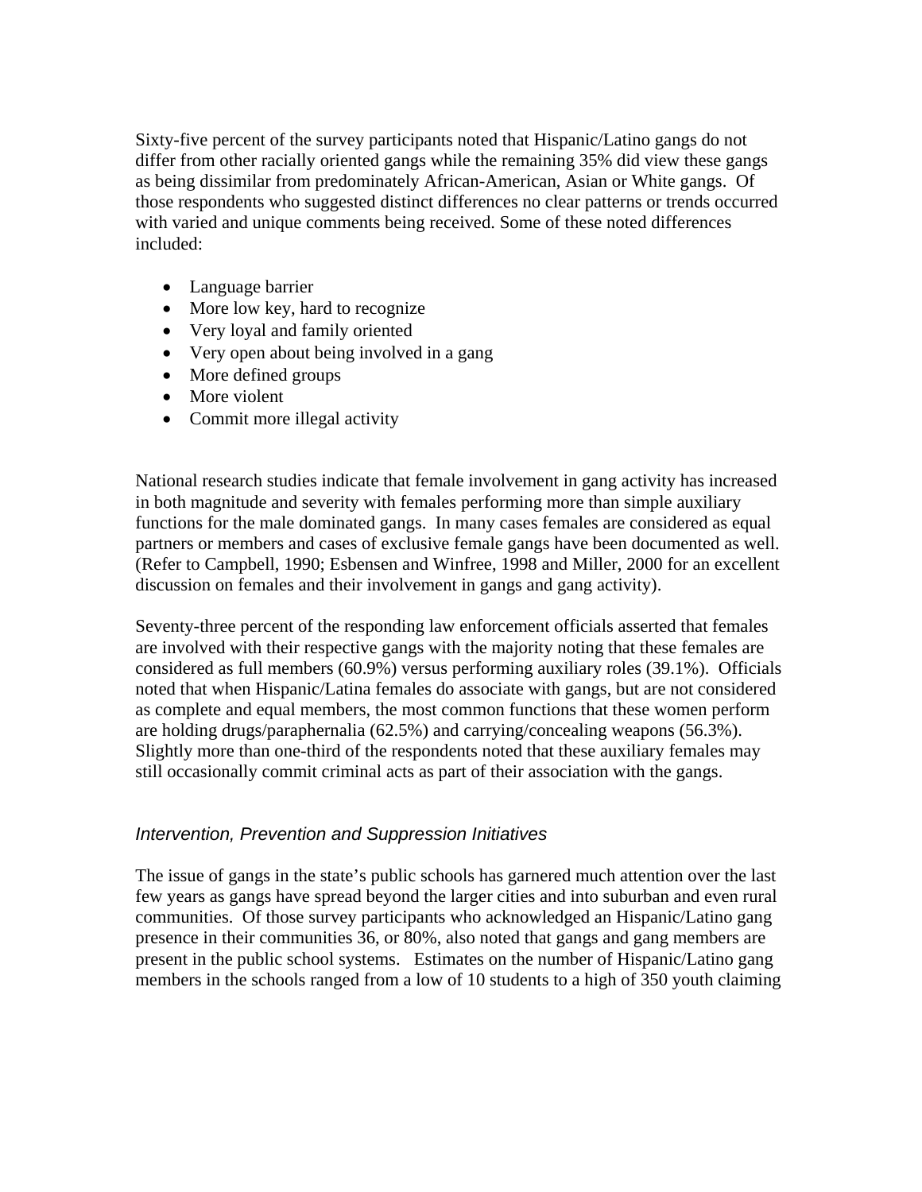Sixty-five percent of the survey participants noted that Hispanic/Latino gangs do not differ from other racially oriented gangs while the remaining 35% did view these gangs as being dissimilar from predominately African-American, Asian or White gangs. Of those respondents who suggested distinct differences no clear patterns or trends occurred with varied and unique comments being received. Some of these noted differences included:

- Language barrier
- More low key, hard to recognize
- Very loyal and family oriented
- Very open about being involved in a gang
- More defined groups
- More violent
- Commit more illegal activity

National research studies indicate that female involvement in gang activity has increased in both magnitude and severity with females performing more than simple auxiliary functions for the male dominated gangs. In many cases females are considered as equal partners or members and cases of exclusive female gangs have been documented as well. (Refer to Campbell, 1990; Esbensen and Winfree, 1998 and Miller, 2000 for an excellent discussion on females and their involvement in gangs and gang activity).

Seventy-three percent of the responding law enforcement officials asserted that females are involved with their respective gangs with the majority noting that these females are considered as full members (60.9%) versus performing auxiliary roles (39.1%). Officials noted that when Hispanic/Latina females do associate with gangs, but are not considered as complete and equal members, the most common functions that these women perform are holding drugs/paraphernalia (62.5%) and carrying/concealing weapons (56.3%). Slightly more than one-third of the respondents noted that these auxiliary females may still occasionally commit criminal acts as part of their association with the gangs.

### *Intervention, Prevention and Suppression Initiatives*

The issue of gangs in the state's public schools has garnered much attention over the last few years as gangs have spread beyond the larger cities and into suburban and even rural communities. Of those survey participants who acknowledged an Hispanic/Latino gang presence in their communities 36, or 80%, also noted that gangs and gang members are present in the public school systems. Estimates on the number of Hispanic/Latino gang members in the schools ranged from a low of 10 students to a high of 350 youth claiming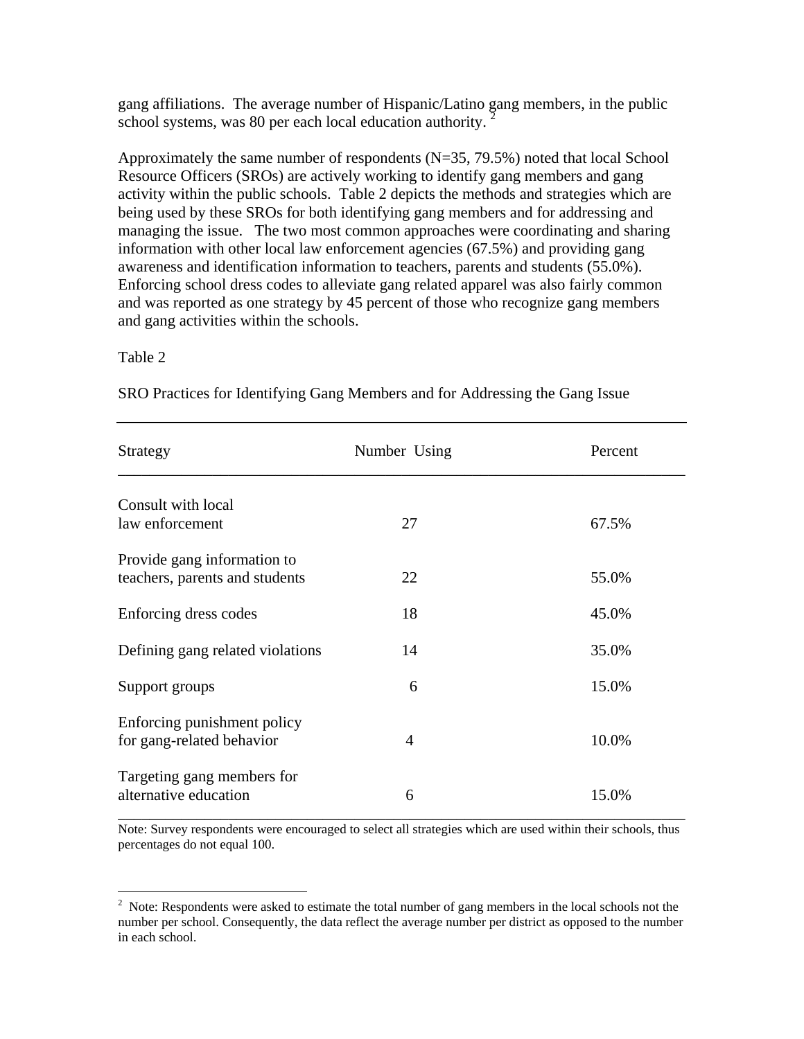gang affiliations. The average number of Hispanic/Latino gang members, in the public school systems, was 80 per each local education authority.[2]

Approximately the same number of respondents (N=35, 79.5%) noted that local School Resource Officers (SROs) are actively working to identify gang members and gang activity within the public schools. Table 2 depicts the methods and strategies which are being used by these SROs for both identifying gang members and for addressing and managing the issue. The two most common approaches were coordinating and sharing information with other local law enforcement agencies (67.5%) and providing gang awareness and identification information to teachers, parents and students (55.0%). Enforcing school dress codes to alleviate gang related apparel was also fairly common and was reported as one strategy by 45 percent of those who recognize gang members and gang activities within the schools.

Table 2

SRO Practices for Identifying Gang Members and for Addressing the Gang Issue

| Strategy | Number Using | Percent |
|---|---|---|
| Consult with local law enforcement | 27 | 67.5% |
| Provide gang information to teachers, parents and students | 22 | 55.0% |
| Enforcing dress codes | 18 | 45.0% |
| Defining gang related violations | 14 | 35.0% |
| Support groups | 6 | 15.0% |
| Enforcing punishment policy for gang-related behavior | 4 | 10.0% |
| Targeting gang members for alternative education | 6 | 15.0% |

Note: Survey respondents were encouraged to select all strategies which are used within their schools, thus percentages do not equal 100.

[2] Note: Respondents were asked to estimate the total number of gang members in the local schools not the number per school. Consequently, the data reflect the average number per district as opposed to the number in each school.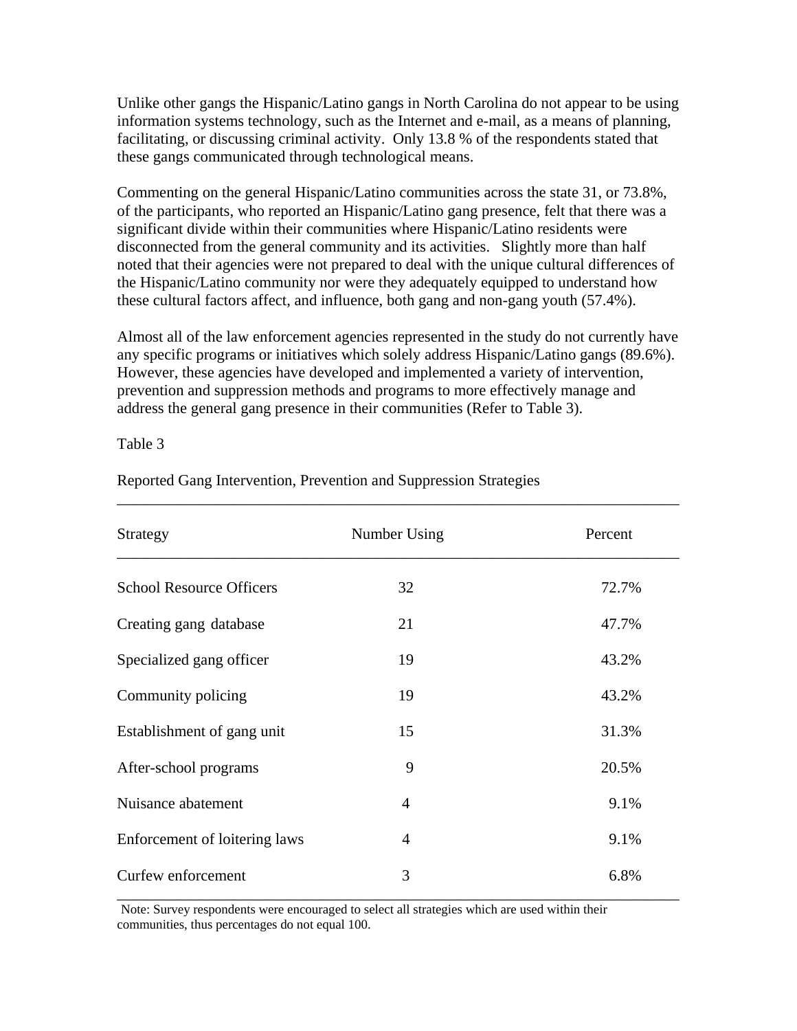Unlike other gangs the Hispanic/Latino gangs in North Carolina do not appear to be using information systems technology, such as the Internet and e-mail, as a means of planning, facilitating, or discussing criminal activity. Only 13.8 % of the respondents stated that these gangs communicated through technological means.

Commenting on the general Hispanic/Latino communities across the state 31, or 73.8%, of the participants, who reported an Hispanic/Latino gang presence, felt that there was a significant divide within their communities where Hispanic/Latino residents were disconnected from the general community and its activities. Slightly more than half noted that their agencies were not prepared to deal with the unique cultural differences of the Hispanic/Latino community nor were they adequately equipped to understand how these cultural factors affect, and influence, both gang and non-gang youth (57.4%).

Almost all of the law enforcement agencies represented in the study do not currently have any specific programs or initiatives which solely address Hispanic/Latino gangs (89.6%). However, these agencies have developed and implemented a variety of intervention, prevention and suppression methods and programs to more effectively manage and address the general gang presence in their communities (Refer to Table 3).

Table 3

Reported Gang Intervention, Prevention and Suppression Strategies

| Strategy | Number Using | Percent |
|---|---|---|
| School Resource Officers | 32 | 72.7% |
| Creating gang database | 21 | 47.7% |
| Specialized gang officer | 19 | 43.2% |
| Community policing | 19 | 43.2% |
| Establishment of gang unit | 15 | 31.3% |
| After-school programs | 9 | 20.5% |
| Nuisance abatement | 4 | 9.1% |
| Enforcement of loitering laws | 4 | 9.1% |
| Curfew enforcement | 3 | 6.8% |

Note: Survey respondents were encouraged to select all strategies which are used within their communities, thus percentages do not equal 100.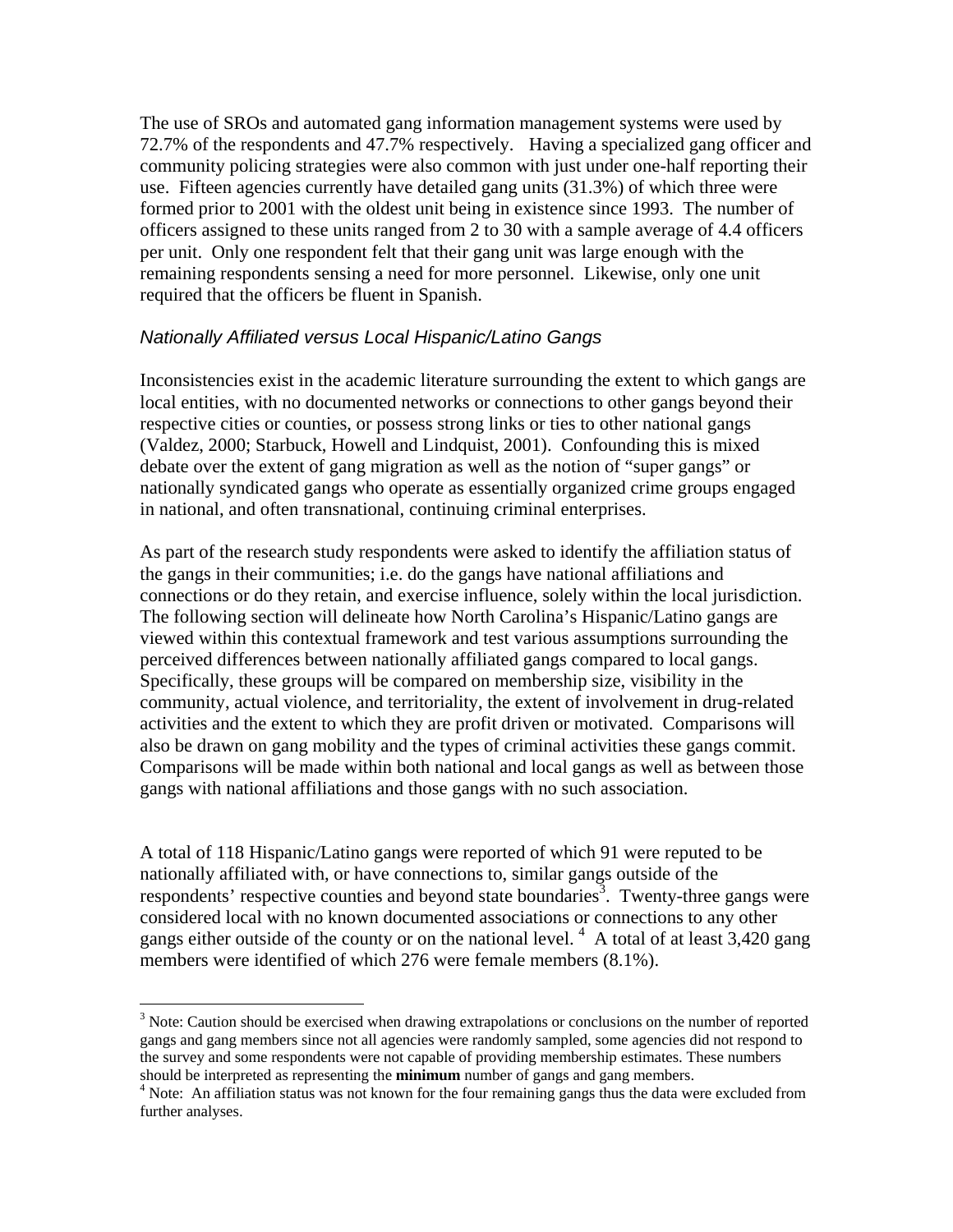The use of SROs and automated gang information management systems were used by 72.7% of the respondents and 47.7% respectively. Having a specialized gang officer and community policing strategies were also common with just under one-half reporting their use. Fifteen agencies currently have detailed gang units (31.3%) of which three were formed prior to 2001 with the oldest unit being in existence since 1993. The number of officers assigned to these units ranged from 2 to 30 with a sample average of 4.4 officers per unit. Only one respondent felt that their gang unit was large enough with the remaining respondents sensing a need for more personnel. Likewise, only one unit required that the officers be fluent in Spanish.

### *Nationally Affiliated versus Local Hispanic/Latino Gangs*

Inconsistencies exist in the academic literature surrounding the extent to which gangs are local entities, with no documented networks or connections to other gangs beyond their respective cities or counties, or possess strong links or ties to other national gangs (Valdez, 2000; Starbuck, Howell and Lindquist, 2001). Confounding this is mixed debate over the extent of gang migration as well as the notion of "super gangs" or nationally syndicated gangs who operate as essentially organized crime groups engaged in national, and often transnational, continuing criminal enterprises.

As part of the research study respondents were asked to identify the affiliation status of the gangs in their communities; i.e. do the gangs have national affiliations and connections or do they retain, and exercise influence, solely within the local jurisdiction. The following section will delineate how North Carolina's Hispanic/Latino gangs are viewed within this contextual framework and test various assumptions surrounding the perceived differences between nationally affiliated gangs compared to local gangs. Specifically, these groups will be compared on membership size, visibility in the community, actual violence, and territoriality, the extent of involvement in drug-related activities and the extent to which they are profit driven or motivated. Comparisons will also be drawn on gang mobility and the types of criminal activities these gangs commit. Comparisons will be made within both national and local gangs as well as between those gangs with national affiliations and those gangs with no such association.

A total of 118 Hispanic/Latino gangs were reported of which 91 were reputed to be nationally affiliated with, or have connections to, similar gangs outside of the respondents' respective counties and beyond state boundaries[3]. Twenty-three gangs were considered local with no known documented associations or connections to any other gangs either outside of the county or on the national level. [4] A total of at least 3,420 gang members were identified of which 276 were female members (8.1%).

[3] Note: Caution should be exercised when drawing extrapolations or conclusions on the number of reported gangs and gang members since not all agencies were randomly sampled, some agencies did not respond to the survey and some respondents were not capable of providing membership estimates. These numbers should be interpreted as representing the **minimum** number of gangs and gang members.

[4] Note: An affiliation status was not known for the four remaining gangs thus the data were excluded from further analyses.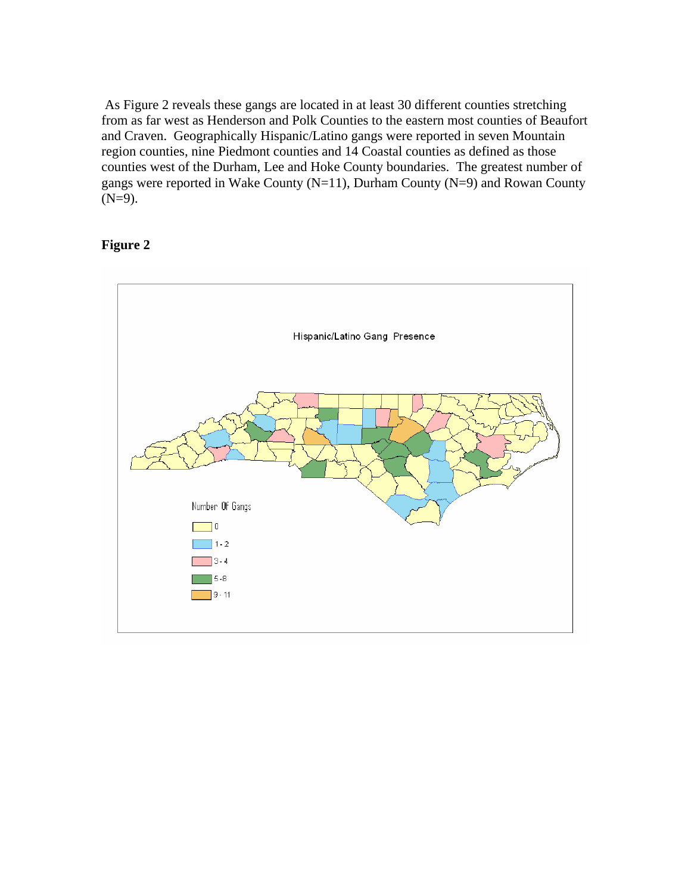As Figure 2 reveals these gangs are located in at least 30 different counties stretching from as far west as Henderson and Polk Counties to the eastern most counties of Beaufort and Craven. Geographically Hispanic/Latino gangs were reported in seven Mountain region counties, nine Piedmont counties and 14 Coastal counties as defined as those counties west of the Durham, Lee and Hoke County boundaries. The greatest number of gangs were reported in Wake County (N=11), Durham County (N=9) and Rowan County (N=9).

**Figure 2**

Hispanic/Latino Gang Presence

Number Of Gangs

- 0
- 1 - 2
- 3 - 4
- 5 - 8
- 9 - 11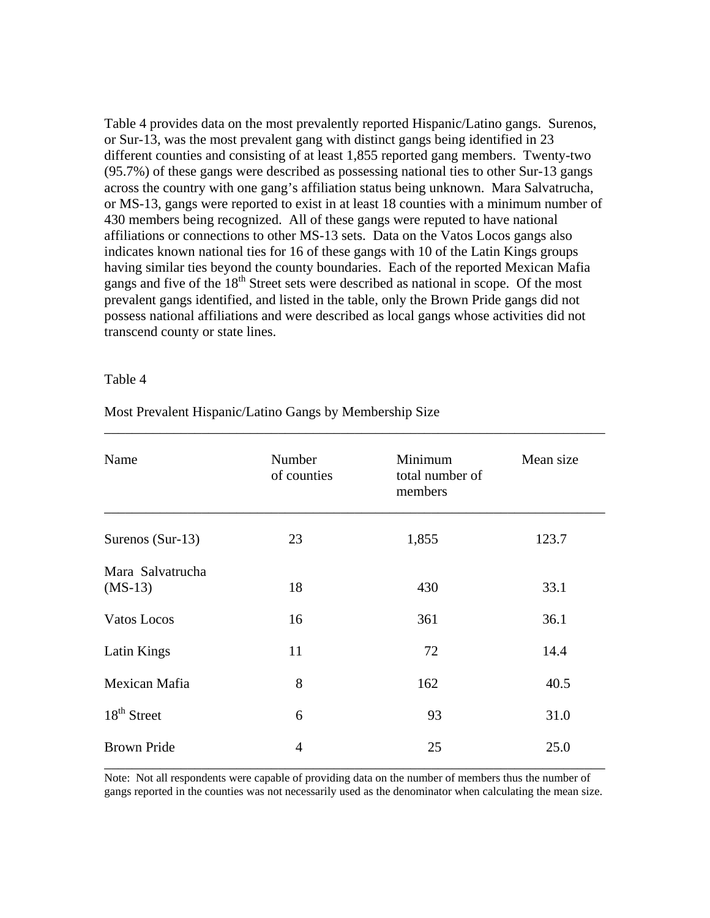Table 4 provides data on the most prevalently reported Hispanic/Latino gangs. Surenos, or Sur-13, was the most prevalent gang with distinct gangs being identified in 23 different counties and consisting of at least 1,855 reported gang members. Twenty-two (95.7%) of these gangs were described as possessing national ties to other Sur-13 gangs across the country with one gang's affiliation status being unknown. Mara Salvatrucha, or MS-13, gangs were reported to exist in at least 18 counties with a minimum number of 430 members being recognized. All of these gangs were reputed to have national affiliations or connections to other MS-13 sets. Data on the Vatos Locos gangs also indicates known national ties for 16 of these gangs with 10 of the Latin Kings groups having similar ties beyond the county boundaries. Each of the reported Mexican Mafia gangs and five of the 18th Street sets were described as national in scope. Of the most prevalent gangs identified, and listed in the table, only the Brown Pride gangs did not possess national affiliations and were described as local gangs whose activities did not transcend county or state lines.

Table 4

Most Prevalent Hispanic/Latino Gangs by Membership Size

| Name | Number of counties | Minimum total number of members | Mean size |
|---|---|---|---|
| Surenos (Sur-13) | 23 | 1,855 | 123.7 |
| Mara Salvatrucha (MS-13) | 18 | 430 | 33.1 |
| Vatos Locos | 16 | 361 | 36.1 |
| Latin Kings | 11 | 72 | 14.4 |
| Mexican Mafia | 8 | 162 | 40.5 |
| 18th Street | 6 | 93 | 31.0 |
| Brown Pride | 4 | 25 | 25.0 |

Note: Not all respondents were capable of providing data on the number of members thus the number of gangs reported in the counties was not necessarily used as the denominator when calculating the mean size.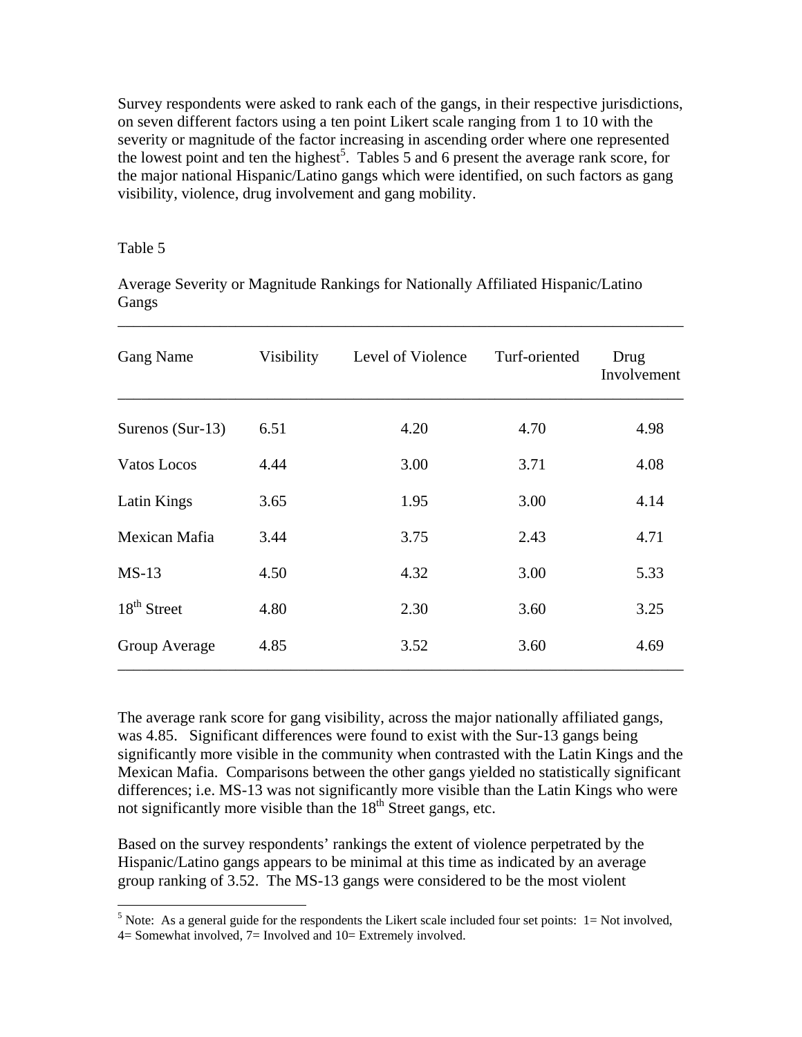Survey respondents were asked to rank each of the gangs, in their respective jurisdictions, on seven different factors using a ten point Likert scale ranging from 1 to 10 with the severity or magnitude of the factor increasing in ascending order where one represented the lowest point and ten the highest[5]. Tables 5 and 6 present the average rank score, for the major national Hispanic/Latino gangs which were identified, on such factors as gang visibility, violence, drug involvement and gang mobility.

Table 5

Average Severity or Magnitude Rankings for Nationally Affiliated Hispanic/Latino Gangs

| Gang Name | Visibility | Level of Violence | Turf-oriented | Drug Involvement |
|---|---|---|---|---|
| Surenos (Sur-13) | 6.51 | 4.20 | 4.70 | 4.98 |
| Vatos Locos | 4.44 | 3.00 | 3.71 | 4.08 |
| Latin Kings | 3.65 | 1.95 | 3.00 | 4.14 |
| Mexican Mafia | 3.44 | 3.75 | 2.43 | 4.71 |
| MS-13 | 4.50 | 4.32 | 3.00 | 5.33 |
| 18th Street | 4.80 | 2.30 | 3.60 | 3.25 |
| Group Average | 4.85 | 3.52 | 3.60 | 4.69 |

The average rank score for gang visibility, across the major nationally affiliated gangs, was 4.85. Significant differences were found to exist with the Sur-13 gangs being significantly more visible in the community when contrasted with the Latin Kings and the Mexican Mafia. Comparisons between the other gangs yielded no statistically significant differences; i.e. MS-13 was not significantly more visible than the Latin Kings who were not significantly more visible than the 18th Street gangs, etc.

Based on the survey respondents' rankings the extent of violence perpetrated by the Hispanic/Latino gangs appears to be minimal at this time as indicated by an average group ranking of 3.52. The MS-13 gangs were considered to be the most violent

[5] Note: As a general guide for the respondents the Likert scale included four set points: 1= Not involved, 4= Somewhat involved, 7= Involved and 10= Extremely involved.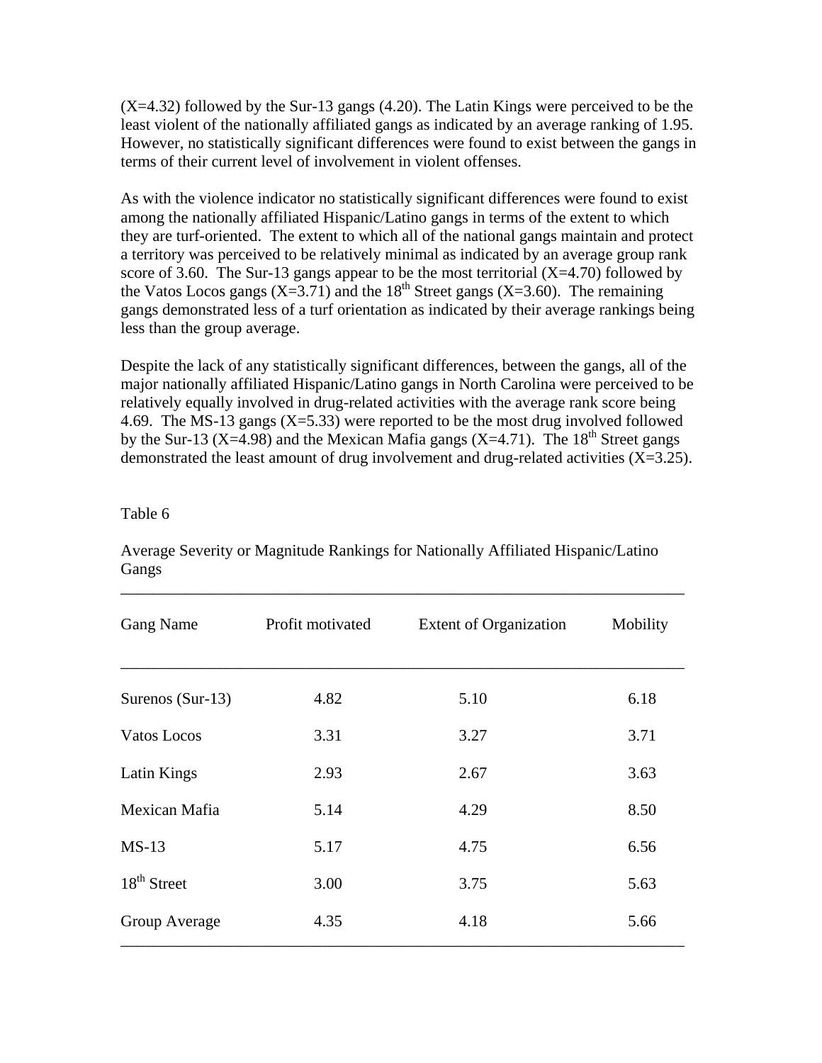(X=4.32) followed by the Sur-13 gangs (4.20). The Latin Kings were perceived to be the least violent of the nationally affiliated gangs as indicated by an average ranking of 1.95. However, no statistically significant differences were found to exist between the gangs in terms of their current level of involvement in violent offenses.

As with the violence indicator no statistically significant differences were found to exist among the nationally affiliated Hispanic/Latino gangs in terms of the extent to which they are turf-oriented. The extent to which all of the national gangs maintain and protect a territory was perceived to be relatively minimal as indicated by an average group rank score of 3.60. The Sur-13 gangs appear to be the most territorial (X=4.70) followed by the Vatos Locos gangs (X=3.71) and the 18th Street gangs (X=3.60). The remaining gangs demonstrated less of a turf orientation as indicated by their average rankings being less than the group average.

Despite the lack of any statistically significant differences, between the gangs, all of the major nationally affiliated Hispanic/Latino gangs in North Carolina were perceived to be relatively equally involved in drug-related activities with the average rank score being 4.69. The MS-13 gangs (X=5.33) were reported to be the most drug involved followed by the Sur-13 (X=4.98) and the Mexican Mafia gangs (X=4.71). The 18th Street gangs demonstrated the least amount of drug involvement and drug-related activities (X=3.25).

Table 6

Average Severity or Magnitude Rankings for Nationally Affiliated Hispanic/Latino Gangs

| Gang Name | Profit motivated | Extent of Organization | Mobility |
|---|---|---|---|
| Surenos (Sur-13) | 4.82 | 5.10 | 6.18 |
| Vatos Locos | 3.31 | 3.27 | 3.71 |
| Latin Kings | 2.93 | 2.67 | 3.63 |
| Mexican Mafia | 5.14 | 4.29 | 8.50 |
| MS-13 | 5.17 | 4.75 | 6.56 |
| 18th Street | 3.00 | 3.75 | 5.63 |
| Group Average | 4.35 | 4.18 | 5.66 |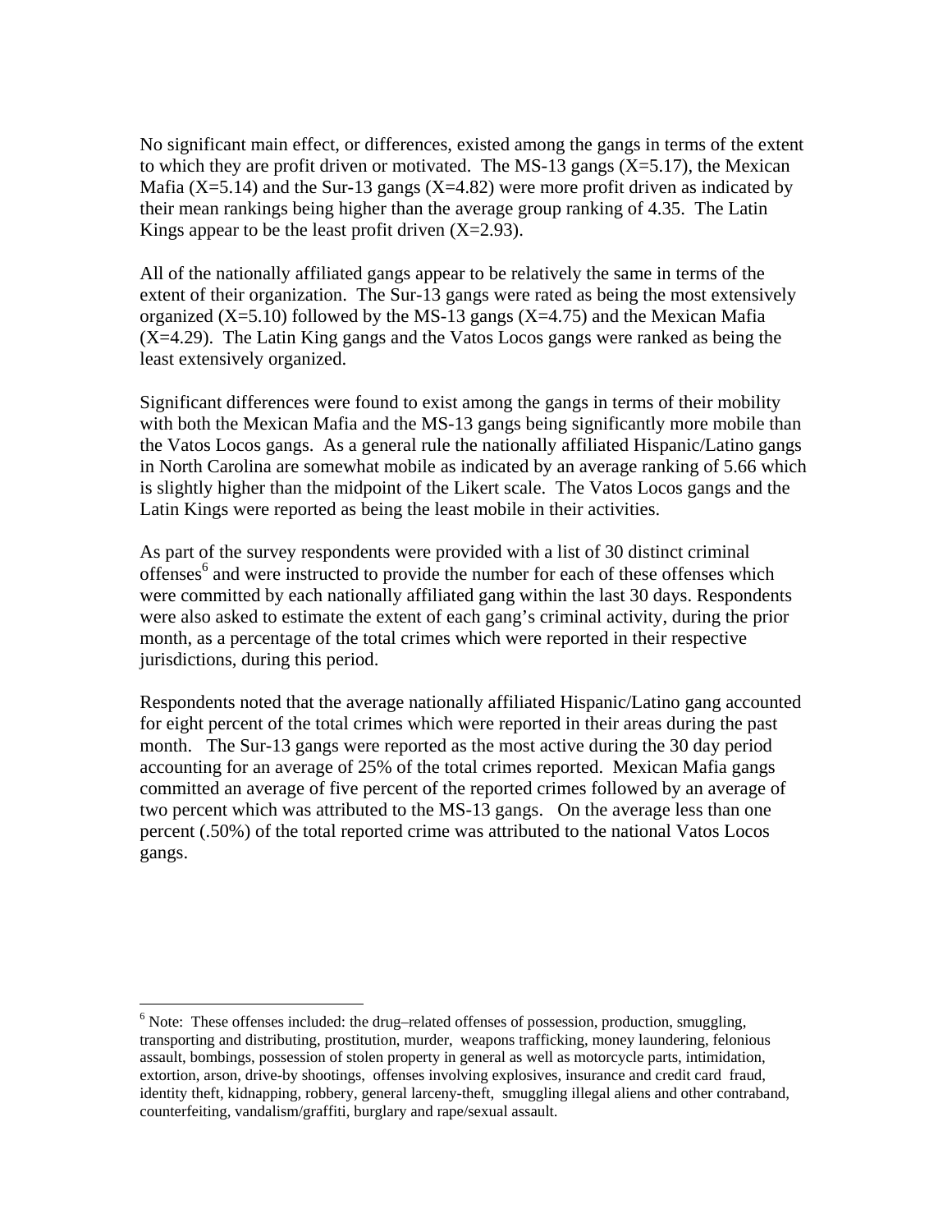No significant main effect, or differences, existed among the gangs in terms of the extent to which they are profit driven or motivated. The MS-13 gangs (X=5.17), the Mexican Mafia (X=5.14) and the Sur-13 gangs (X=4.82) were more profit driven as indicated by their mean rankings being higher than the average group ranking of 4.35. The Latin Kings appear to be the least profit driven (X=2.93).

All of the nationally affiliated gangs appear to be relatively the same in terms of the extent of their organization. The Sur-13 gangs were rated as being the most extensively organized (X=5.10) followed by the MS-13 gangs (X=4.75) and the Mexican Mafia (X=4.29). The Latin King gangs and the Vatos Locos gangs were ranked as being the least extensively organized.

Significant differences were found to exist among the gangs in terms of their mobility with both the Mexican Mafia and the MS-13 gangs being significantly more mobile than the Vatos Locos gangs. As a general rule the nationally affiliated Hispanic/Latino gangs in North Carolina are somewhat mobile as indicated by an average ranking of 5.66 which is slightly higher than the midpoint of the Likert scale. The Vatos Locos gangs and the Latin Kings were reported as being the least mobile in their activities.

As part of the survey respondents were provided with a list of 30 distinct criminal offenses[6] and were instructed to provide the number for each of these offenses which were committed by each nationally affiliated gang within the last 30 days. Respondents were also asked to estimate the extent of each gang's criminal activity, during the prior month, as a percentage of the total crimes which were reported in their respective jurisdictions, during this period.

Respondents noted that the average nationally affiliated Hispanic/Latino gang accounted for eight percent of the total crimes which were reported in their areas during the past month. The Sur-13 gangs were reported as the most active during the 30 day period accounting for an average of 25% of the total crimes reported. Mexican Mafia gangs committed an average of five percent of the reported crimes followed by an average of two percent which was attributed to the MS-13 gangs. On the average less than one percent (.50%) of the total reported crime was attributed to the national Vatos Locos gangs.

---

[6] Note: These offenses included: the drug–related offenses of possession, production, smuggling, transporting and distributing, prostitution, murder, weapons trafficking, money laundering, felonious assault, bombings, possession of stolen property in general as well as motorcycle parts, intimidation, extortion, arson, drive-by shootings, offenses involving explosives, insurance and credit card fraud, identity theft, kidnapping, robbery, general larceny-theft, smuggling illegal aliens and other contraband, counterfeiting, vandalism/graffiti, burglary and rape/sexual assault.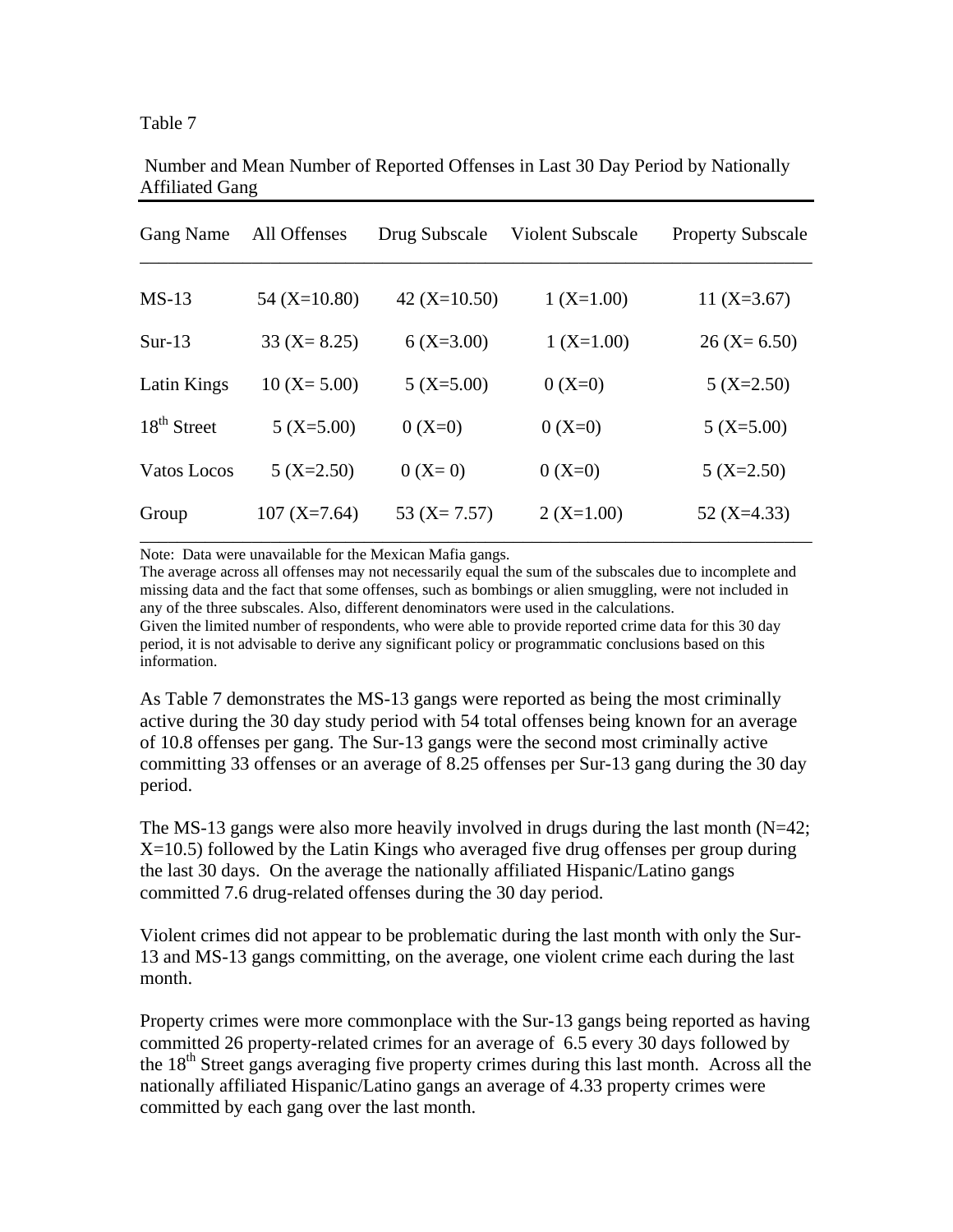Table 7

Number and Mean Number of Reported Offenses in Last 30 Day Period by Nationally Affiliated Gang

| Gang Name | All Offenses | Drug Subscale | Violent Subscale | Property Subscale |
|---|---|---|---|---|
| MS-13 | 54 (X=10.80) | 42 (X=10.50) | 1 (X=1.00) | 11 (X=3.67) |
| Sur-13 | 33 (X= 8.25) | 6 (X=3.00) | 1 (X=1.00) | 26 (X= 6.50) |
| Latin Kings | 10 (X= 5.00) | 5 (X=5.00) | 0 (X=0) | 5 (X=2.50) |
| 18th Street | 5 (X=5.00) | 0 (X=0) | 0 (X=0) | 5 (X=5.00) |
| Vatos Locos | 5 (X=2.50) | 0 (X= 0) | 0 (X=0) | 5 (X=2.50) |
| Group | 107 (X=7.64) | 53 (X= 7.57) | 2 (X=1.00) | 52 (X=4.33) |

Note: Data were unavailable for the Mexican Mafia gangs.
The average across all offenses may not necessarily equal the sum of the subscales due to incomplete and missing data and the fact that some offenses, such as bombings or alien smuggling, were not included in any of the three subscales. Also, different denominators were used in the calculations.
Given the limited number of respondents, who were able to provide reported crime data for this 30 day period, it is not advisable to derive any significant policy or programmatic conclusions based on this information.

As Table 7 demonstrates the MS-13 gangs were reported as being the most criminally active during the 30 day study period with 54 total offenses being known for an average of 10.8 offenses per gang. The Sur-13 gangs were the second most criminally active committing 33 offenses or an average of 8.25 offenses per Sur-13 gang during the 30 day period.

The MS-13 gangs were also more heavily involved in drugs during the last month (N=42; X=10.5) followed by the Latin Kings who averaged five drug offenses per group during the last 30 days. On the average the nationally affiliated Hispanic/Latino gangs committed 7.6 drug-related offenses during the 30 day period.

Violent crimes did not appear to be problematic during the last month with only the Sur-13 and MS-13 gangs committing, on the average, one violent crime each during the last month.

Property crimes were more commonplace with the Sur-13 gangs being reported as having committed 26 property-related crimes for an average of 6.5 every 30 days followed by the 18th Street gangs averaging five property crimes during this last month. Across all the nationally affiliated Hispanic/Latino gangs an average of 4.33 property crimes were committed by each gang over the last month.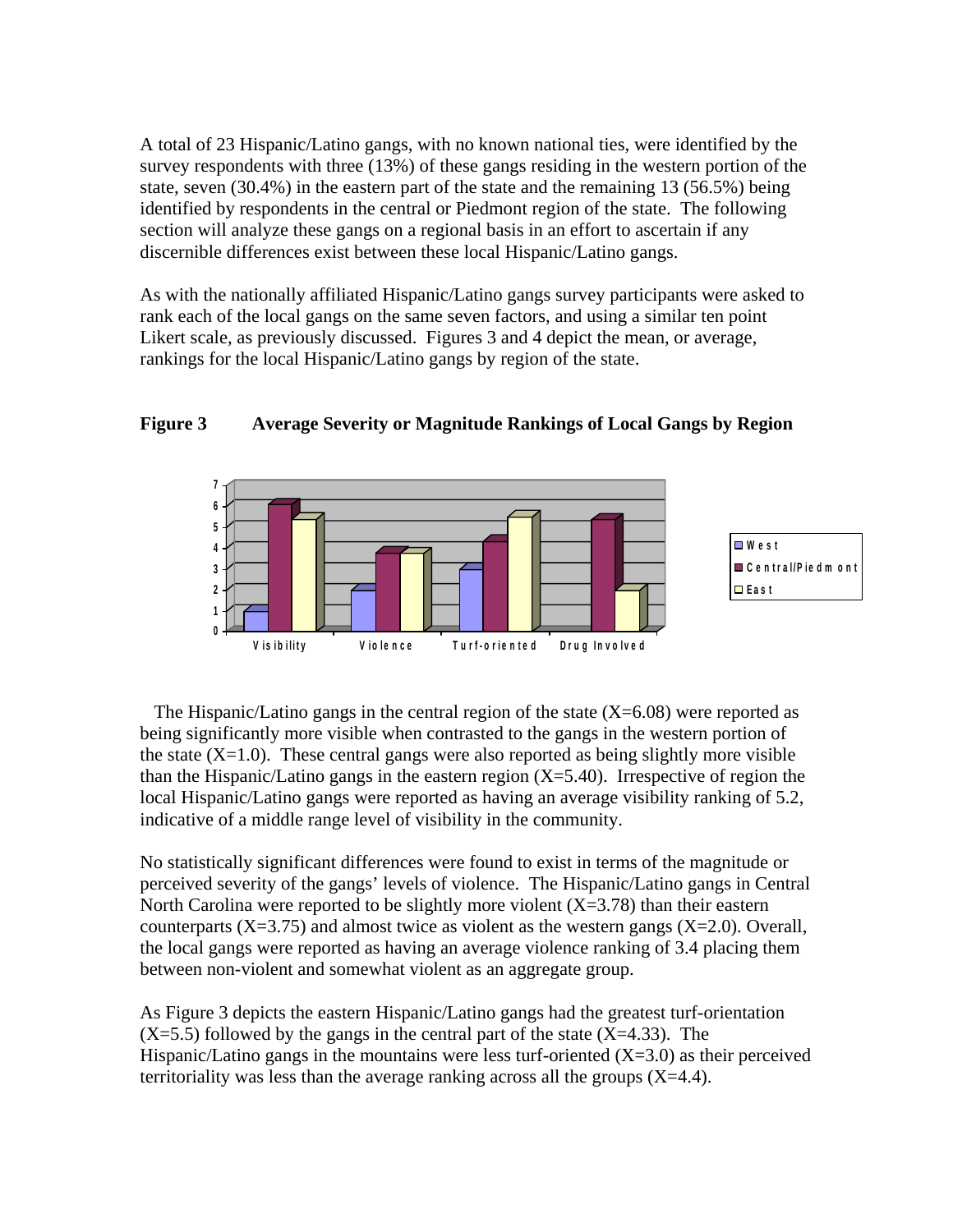A total of 23 Hispanic/Latino gangs, with no known national ties, were identified by the survey respondents with three (13%) of these gangs residing in the western portion of the state, seven (30.4%) in the eastern part of the state and the remaining 13 (56.5%) being identified by respondents in the central or Piedmont region of the state. The following section will analyze these gangs on a regional basis in an effort to ascertain if any discernible differences exist between these local Hispanic/Latino gangs.

As with the nationally affiliated Hispanic/Latino gangs survey participants were asked to rank each of the local gangs on the same seven factors, and using a similar ten point Likert scale, as previously discussed. Figures 3 and 4 depict the mean, or average, rankings for the local Hispanic/Latino gangs by region of the state.

**Figure 3 Average Severity or Magnitude Rankings of Local Gangs by Region**

The Hispanic/Latino gangs in the central region of the state (X=6.08) were reported as being significantly more visible when contrasted to the gangs in the western portion of the state (X=1.0). These central gangs were also reported as being slightly more visible than the Hispanic/Latino gangs in the eastern region (X=5.40). Irrespective of region the local Hispanic/Latino gangs were reported as having an average visibility ranking of 5.2, indicative of a middle range level of visibility in the community.

No statistically significant differences were found to exist in terms of the magnitude or perceived severity of the gangs' levels of violence. The Hispanic/Latino gangs in Central North Carolina were reported to be slightly more violent (X=3.78) than their eastern counterparts (X=3.75) and almost twice as violent as the western gangs (X=2.0). Overall, the local gangs were reported as having an average violence ranking of 3.4 placing them between non-violent and somewhat violent as an aggregate group.

As Figure 3 depicts the eastern Hispanic/Latino gangs had the greatest turf-orientation (X=5.5) followed by the gangs in the central part of the state (X=4.33). The Hispanic/Latino gangs in the mountains were less turf-oriented (X=3.0) as their perceived territoriality was less than the average ranking across all the groups (X=4.4).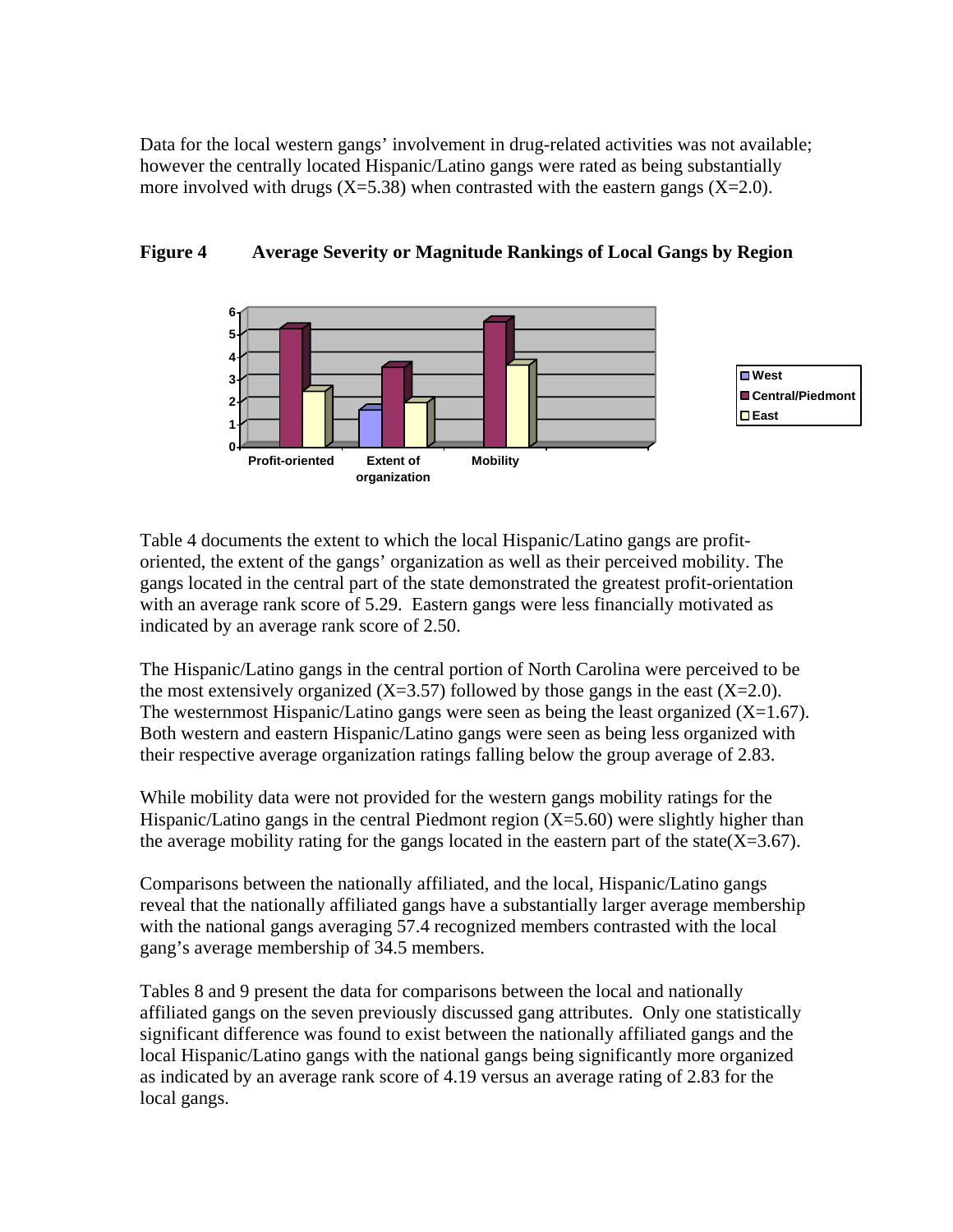Data for the local western gangs' involvement in drug-related activities was not available; however the centrally located Hispanic/Latino gangs were rated as being substantially more involved with drugs (X=5.38) when contrasted with the eastern gangs (X=2.0).

**Figure 4 Average Severity or Magnitude Rankings of Local Gangs by Region**

Table 4 documents the extent to which the local Hispanic/Latino gangs are profit-oriented, the extent of the gangs' organization as well as their perceived mobility. The gangs located in the central part of the state demonstrated the greatest profit-orientation with an average rank score of 5.29. Eastern gangs were less financially motivated as indicated by an average rank score of 2.50.

The Hispanic/Latino gangs in the central portion of North Carolina were perceived to be the most extensively organized (X=3.57) followed by those gangs in the east (X=2.0). The westernmost Hispanic/Latino gangs were seen as being the least organized (X=1.67). Both western and eastern Hispanic/Latino gangs were seen as being less organized with their respective average organization ratings falling below the group average of 2.83.

While mobility data were not provided for the western gangs mobility ratings for the Hispanic/Latino gangs in the central Piedmont region (X=5.60) were slightly higher than the average mobility rating for the gangs located in the eastern part of the state(X=3.67).

Comparisons between the nationally affiliated, and the local, Hispanic/Latino gangs reveal that the nationally affiliated gangs have a substantially larger average membership with the national gangs averaging 57.4 recognized members contrasted with the local gang's average membership of 34.5 members.

Tables 8 and 9 present the data for comparisons between the local and nationally affiliated gangs on the seven previously discussed gang attributes. Only one statistically significant difference was found to exist between the nationally affiliated gangs and the local Hispanic/Latino gangs with the national gangs being significantly more organized as indicated by an average rank score of 4.19 versus an average rating of 2.83 for the local gangs.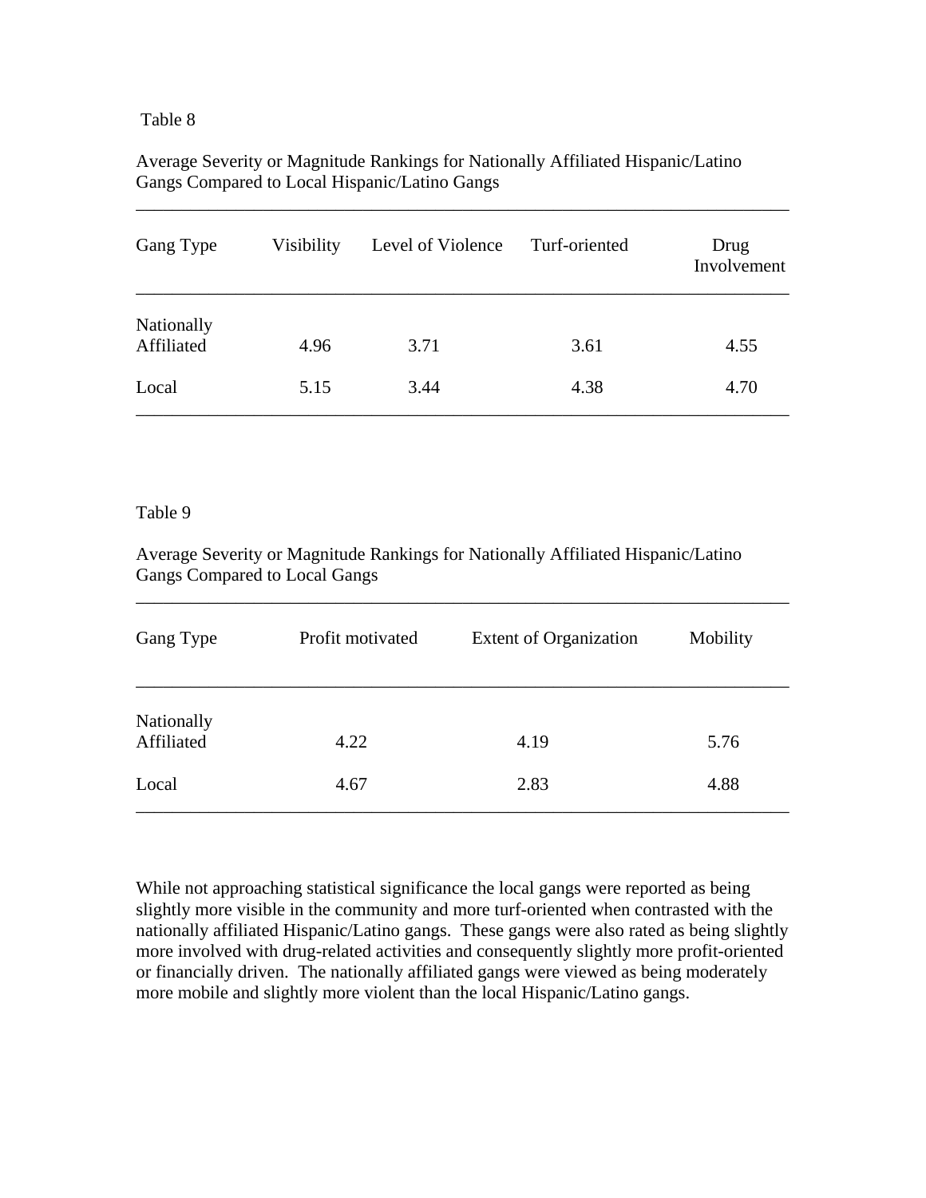Table 8

Average Severity or Magnitude Rankings for Nationally Affiliated Hispanic/Latino Gangs Compared to Local Hispanic/Latino Gangs

| Gang Type | Visibility | Level of Violence | Turf-oriented | Drug Involvement |
|---|---|---|---|---|
| Nationally Affiliated | 4.96 | 3.71 | 3.61 | 4.55 |
| Local | 5.15 | 3.44 | 4.38 | 4.70 |

Table 9

Average Severity or Magnitude Rankings for Nationally Affiliated Hispanic/Latino Gangs Compared to Local Gangs

| Gang Type | Profit motivated | Extent of Organization | Mobility |
|---|---|---|---|
| Nationally Affiliated | 4.22 | 4.19 | 5.76 |
| Local | 4.67 | 2.83 | 4.88 |

While not approaching statistical significance the local gangs were reported as being slightly more visible in the community and more turf-oriented when contrasted with the nationally affiliated Hispanic/Latino gangs. These gangs were also rated as being slightly more involved with drug-related activities and consequently slightly more profit-oriented or financially driven. The nationally affiliated gangs were viewed as being moderately more mobile and slightly more violent than the local Hispanic/Latino gangs.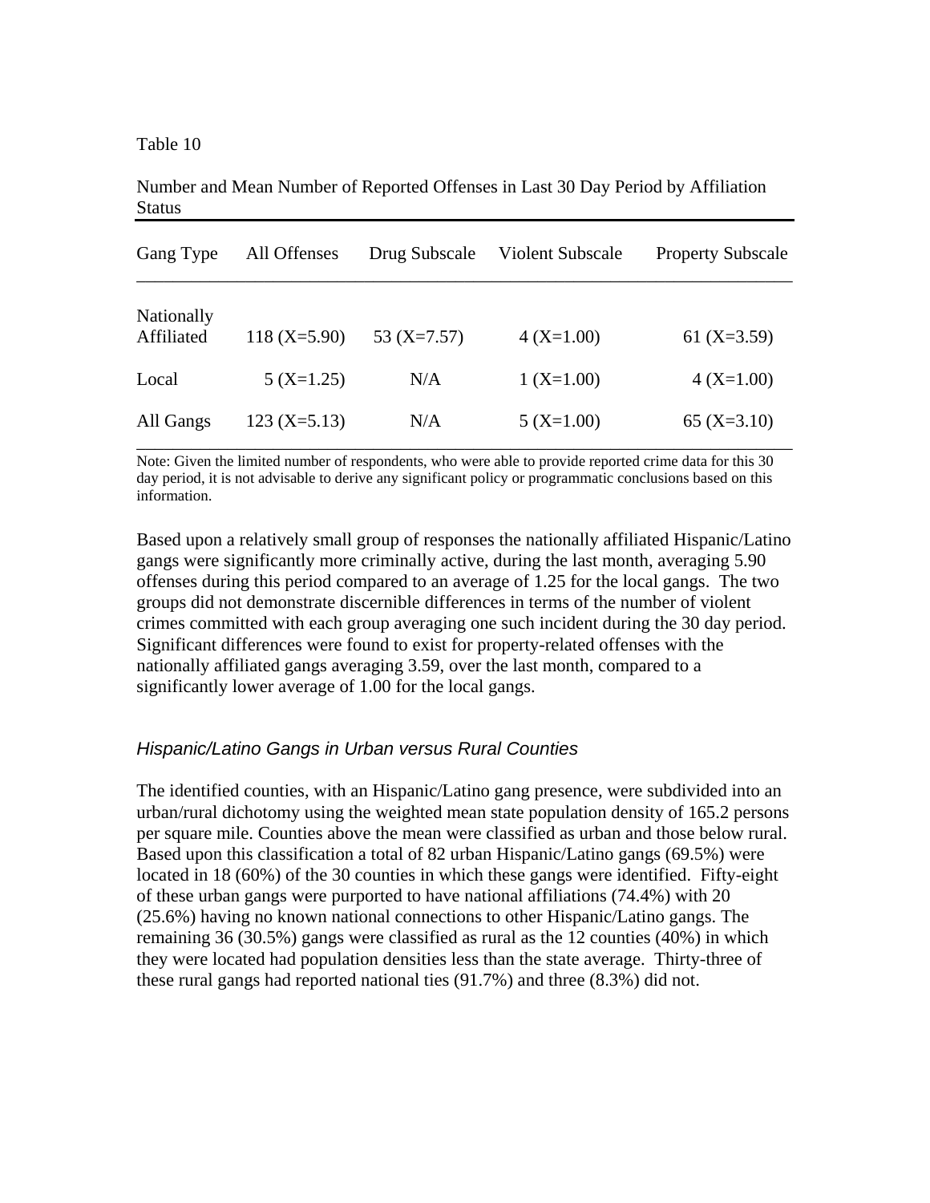Table 10

Number and Mean Number of Reported Offenses in Last 30 Day Period by Affiliation Status

| Gang Type | All Offenses | Drug Subscale | Violent Subscale | Property Subscale |
|---|---|---|---|---|
| Nationally Affiliated | 118 (X=5.90) | 53 (X=7.57) | 4 (X=1.00) | 61 (X=3.59) |
| Local | 5 (X=1.25) | N/A | 1 (X=1.00) | 4 (X=1.00) |
| All Gangs | 123 (X=5.13) | N/A | 5 (X=1.00) | 65 (X=3.10) |

Note: Given the limited number of respondents, who were able to provide reported crime data for this 30 day period, it is not advisable to derive any significant policy or programmatic conclusions based on this information.

Based upon a relatively small group of responses the nationally affiliated Hispanic/Latino gangs were significantly more criminally active, during the last month, averaging 5.90 offenses during this period compared to an average of 1.25 for the local gangs. The two groups did not demonstrate discernible differences in terms of the number of violent crimes committed with each group averaging one such incident during the 30 day period. Significant differences were found to exist for property-related offenses with the nationally affiliated gangs averaging 3.59, over the last month, compared to a significantly lower average of 1.00 for the local gangs.

### *Hispanic/Latino Gangs in Urban versus Rural Counties*

The identified counties, with an Hispanic/Latino gang presence, were subdivided into an urban/rural dichotomy using the weighted mean state population density of 165.2 persons per square mile. Counties above the mean were classified as urban and those below rural. Based upon this classification a total of 82 urban Hispanic/Latino gangs (69.5%) were located in 18 (60%) of the 30 counties in which these gangs were identified. Fifty-eight of these urban gangs were purported to have national affiliations (74.4%) with 20 (25.6%) having no known national connections to other Hispanic/Latino gangs. The remaining 36 (30.5%) gangs were classified as rural as the 12 counties (40%) in which they were located had population densities less than the state average. Thirty-three of these rural gangs had reported national ties (91.7%) and three (8.3%) did not.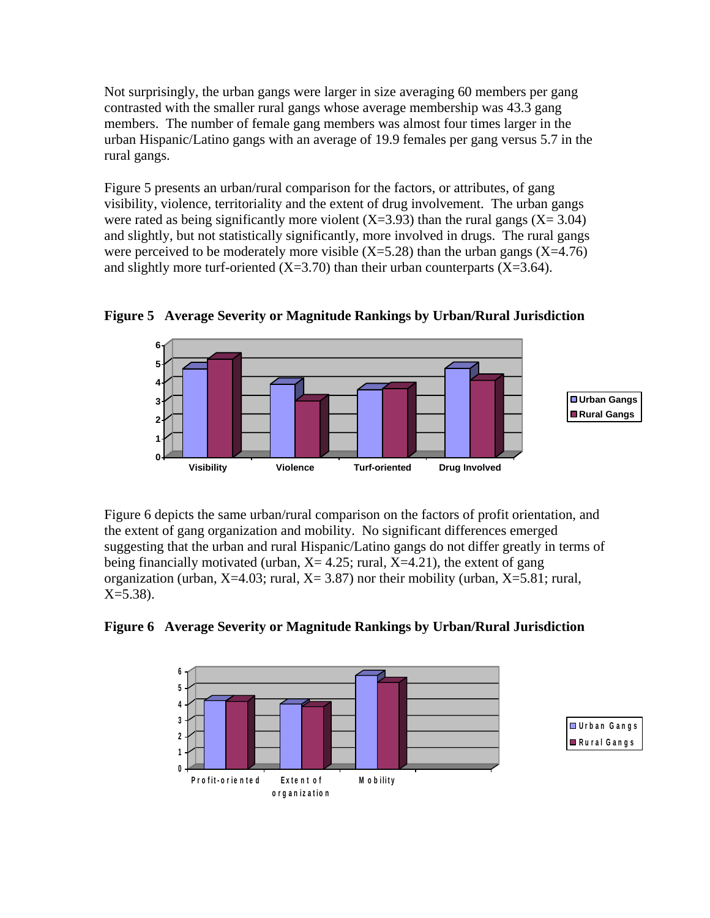Not surprisingly, the urban gangs were larger in size averaging 60 members per gang contrasted with the smaller rural gangs whose average membership was 43.3 gang members. The number of female gang members was almost four times larger in the urban Hispanic/Latino gangs with an average of 19.9 females per gang versus 5.7 in the rural gangs.

Figure 5 presents an urban/rural comparison for the factors, or attributes, of gang visibility, violence, territoriality and the extent of drug involvement. The urban gangs were rated as being significantly more violent (X=3.93) than the rural gangs (X= 3.04) and slightly, but not statistically significantly, more involved in drugs. The rural gangs were perceived to be moderately more visible (X=5.28) than the urban gangs (X=4.76) and slightly more turf-oriented (X=3.70) than their urban counterparts (X=3.64).

**Figure 5 Average Severity or Magnitude Rankings by Urban/Rural Jurisdiction**

Figure 6 depicts the same urban/rural comparison on the factors of profit orientation, and the extent of gang organization and mobility. No significant differences emerged suggesting that the urban and rural Hispanic/Latino gangs do not differ greatly in terms of being financially motivated (urban, X= 4.25; rural, X=4.21), the extent of gang organization (urban, X=4.03; rural, X= 3.87) nor their mobility (urban, X=5.81; rural, X=5.38).

**Figure 6 Average Severity or Magnitude Rankings by Urban/Rural Jurisdiction**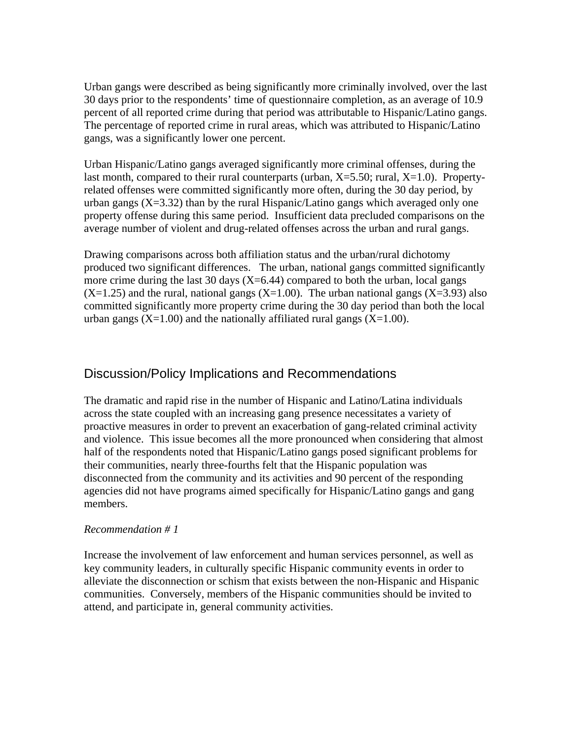Urban gangs were described as being significantly more criminally involved, over the last 30 days prior to the respondents' time of questionnaire completion, as an average of 10.9 percent of all reported crime during that period was attributable to Hispanic/Latino gangs. The percentage of reported crime in rural areas, which was attributed to Hispanic/Latino gangs, was a significantly lower one percent.

Urban Hispanic/Latino gangs averaged significantly more criminal offenses, during the last month, compared to their rural counterparts (urban, $X=5.50$; rural, $X=1.0$). Property-related offenses were committed significantly more often, during the 30 day period, by urban gangs ($X=3.32$) than by the rural Hispanic/Latino gangs which averaged only one property offense during this same period. Insufficient data precluded comparisons on the average number of violent and drug-related offenses across the urban and rural gangs.

Drawing comparisons across both affiliation status and the urban/rural dichotomy produced two significant differences. The urban, national gangs committed significantly more crime during the last 30 days ($X=6.44$) compared to both the urban, local gangs ($X=1.25$) and the rural, national gangs ($X=1.00$). The urban national gangs ($X=3.93$) also committed significantly more property crime during the 30 day period than both the local urban gangs ($X=1.00$) and the nationally affiliated rural gangs ($X=1.00$).

## Discussion/Policy Implications and Recommendations

The dramatic and rapid rise in the number of Hispanic and Latino/Latina individuals across the state coupled with an increasing gang presence necessitates a variety of proactive measures in order to prevent an exacerbation of gang-related criminal activity and violence. This issue becomes all the more pronounced when considering that almost half of the respondents noted that Hispanic/Latino gangs posed significant problems for their communities, nearly three-fourths felt that the Hispanic population was disconnected from the community and its activities and 90 percent of the responding agencies did not have programs aimed specifically for Hispanic/Latino gangs and gang members.

*Recommendation # 1*

Increase the involvement of law enforcement and human services personnel, as well as key community leaders, in culturally specific Hispanic community events in order to alleviate the disconnection or schism that exists between the non-Hispanic and Hispanic communities. Conversely, members of the Hispanic communities should be invited to attend, and participate in, general community activities.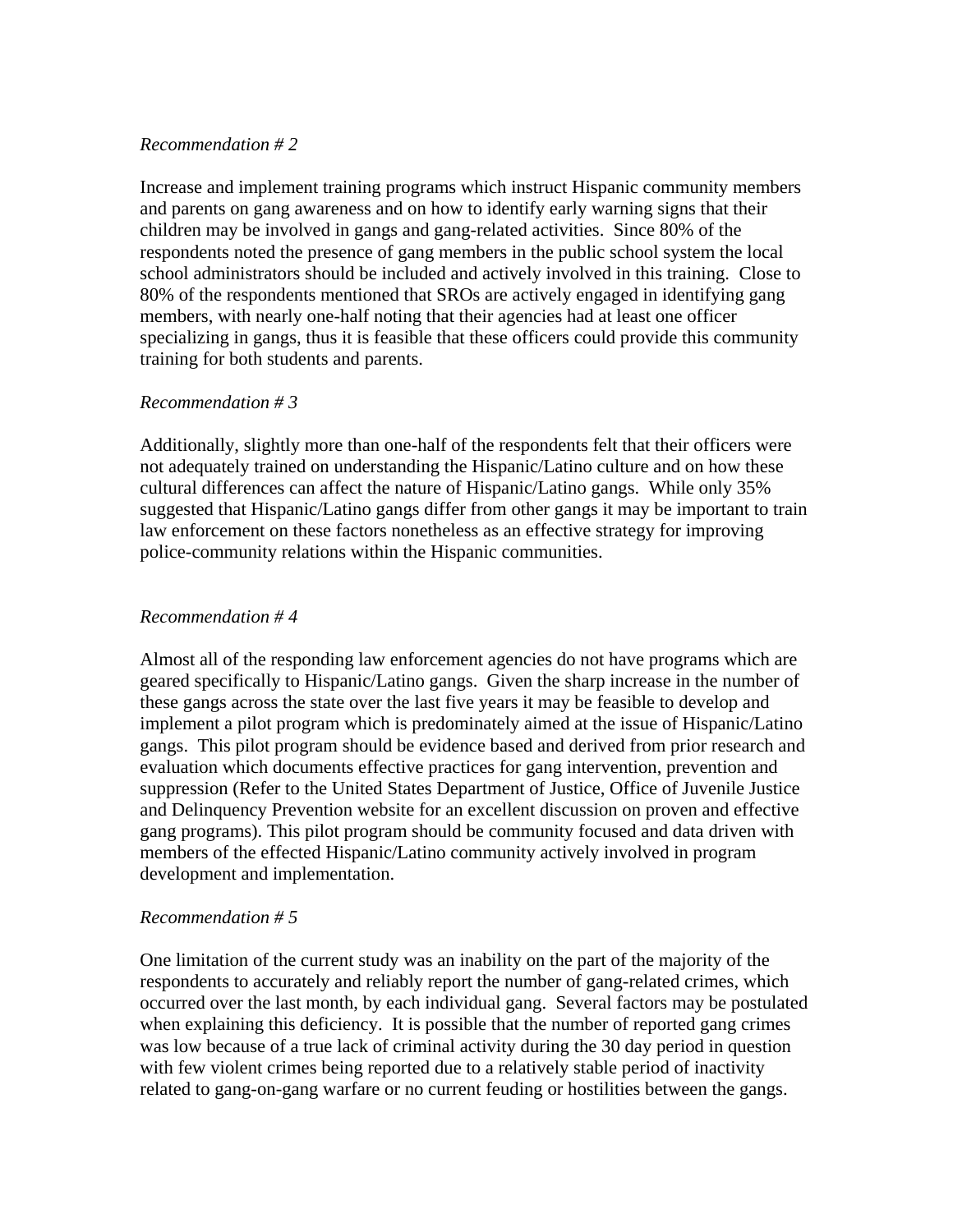*Recommendation # 2*

Increase and implement training programs which instruct Hispanic community members and parents on gang awareness and on how to identify early warning signs that their children may be involved in gangs and gang-related activities. Since 80% of the respondents noted the presence of gang members in the public school system the local school administrators should be included and actively involved in this training. Close to 80% of the respondents mentioned that SROs are actively engaged in identifying gang members, with nearly one-half noting that their agencies had at least one officer specializing in gangs, thus it is feasible that these officers could provide this community training for both students and parents.

*Recommendation # 3*

Additionally, slightly more than one-half of the respondents felt that their officers were not adequately trained on understanding the Hispanic/Latino culture and on how these cultural differences can affect the nature of Hispanic/Latino gangs. While only 35% suggested that Hispanic/Latino gangs differ from other gangs it may be important to train law enforcement on these factors nonetheless as an effective strategy for improving police-community relations within the Hispanic communities.

*Recommendation # 4*

Almost all of the responding law enforcement agencies do not have programs which are geared specifically to Hispanic/Latino gangs. Given the sharp increase in the number of these gangs across the state over the last five years it may be feasible to develop and implement a pilot program which is predominately aimed at the issue of Hispanic/Latino gangs. This pilot program should be evidence based and derived from prior research and evaluation which documents effective practices for gang intervention, prevention and suppression (Refer to the United States Department of Justice, Office of Juvenile Justice and Delinquency Prevention website for an excellent discussion on proven and effective gang programs). This pilot program should be community focused and data driven with members of the effected Hispanic/Latino community actively involved in program development and implementation.

*Recommendation # 5*

One limitation of the current study was an inability on the part of the majority of the respondents to accurately and reliably report the number of gang-related crimes, which occurred over the last month, by each individual gang. Several factors may be postulated when explaining this deficiency. It is possible that the number of reported gang crimes was low because of a true lack of criminal activity during the 30 day period in question with few violent crimes being reported due to a relatively stable period of inactivity related to gang-on-gang warfare or no current feuding or hostilities between the gangs.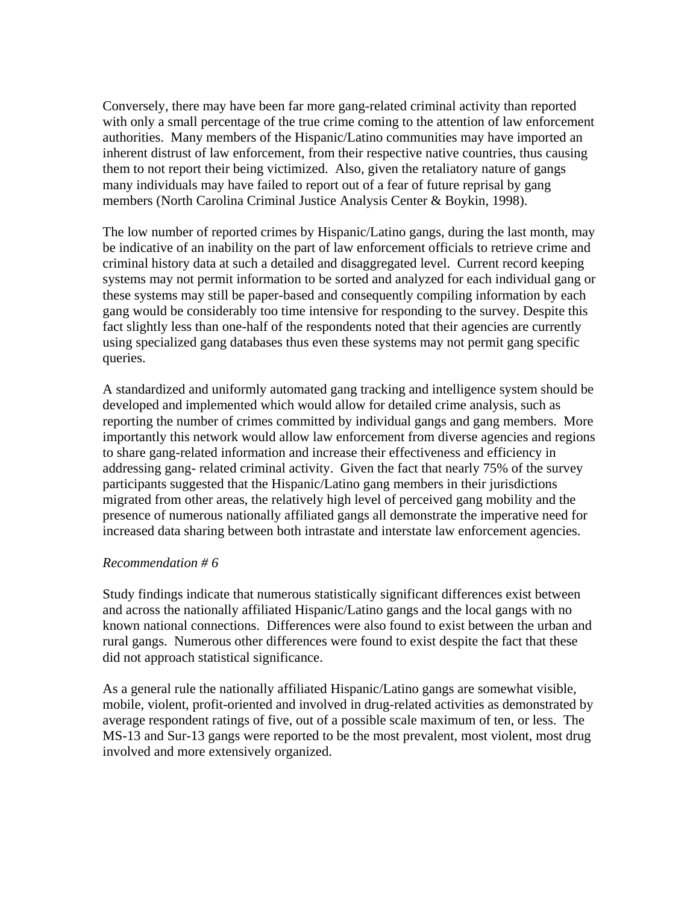Conversely, there may have been far more gang-related criminal activity than reported with only a small percentage of the true crime coming to the attention of law enforcement authorities. Many members of the Hispanic/Latino communities may have imported an inherent distrust of law enforcement, from their respective native countries, thus causing them to not report their being victimized. Also, given the retaliatory nature of gangs many individuals may have failed to report out of a fear of future reprisal by gang members (North Carolina Criminal Justice Analysis Center & Boykin, 1998).

The low number of reported crimes by Hispanic/Latino gangs, during the last month, may be indicative of an inability on the part of law enforcement officials to retrieve crime and criminal history data at such a detailed and disaggregated level. Current record keeping systems may not permit information to be sorted and analyzed for each individual gang or these systems may still be paper-based and consequently compiling information by each gang would be considerably too time intensive for responding to the survey. Despite this fact slightly less than one-half of the respondents noted that their agencies are currently using specialized gang databases thus even these systems may not permit gang specific queries.

A standardized and uniformly automated gang tracking and intelligence system should be developed and implemented which would allow for detailed crime analysis, such as reporting the number of crimes committed by individual gangs and gang members. More importantly this network would allow law enforcement from diverse agencies and regions to share gang-related information and increase their effectiveness and efficiency in addressing gang- related criminal activity. Given the fact that nearly 75% of the survey participants suggested that the Hispanic/Latino gang members in their jurisdictions migrated from other areas, the relatively high level of perceived gang mobility and the presence of numerous nationally affiliated gangs all demonstrate the imperative need for increased data sharing between both intrastate and interstate law enforcement agencies.

*Recommendation # 6*

Study findings indicate that numerous statistically significant differences exist between and across the nationally affiliated Hispanic/Latino gangs and the local gangs with no known national connections. Differences were also found to exist between the urban and rural gangs. Numerous other differences were found to exist despite the fact that these did not approach statistical significance.

As a general rule the nationally affiliated Hispanic/Latino gangs are somewhat visible, mobile, violent, profit-oriented and involved in drug-related activities as demonstrated by average respondent ratings of five, out of a possible scale maximum of ten, or less. The MS-13 and Sur-13 gangs were reported to be the most prevalent, most violent, most drug involved and more extensively organized.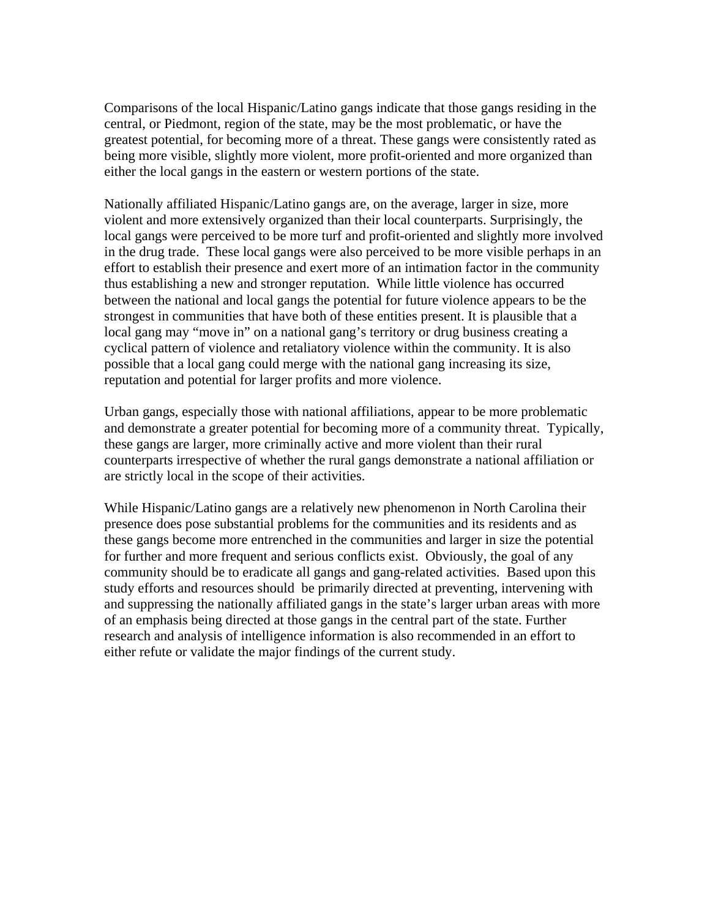Comparisons of the local Hispanic/Latino gangs indicate that those gangs residing in the central, or Piedmont, region of the state, may be the most problematic, or have the greatest potential, for becoming more of a threat. These gangs were consistently rated as being more visible, slightly more violent, more profit-oriented and more organized than either the local gangs in the eastern or western portions of the state.

Nationally affiliated Hispanic/Latino gangs are, on the average, larger in size, more violent and more extensively organized than their local counterparts. Surprisingly, the local gangs were perceived to be more turf and profit-oriented and slightly more involved in the drug trade. These local gangs were also perceived to be more visible perhaps in an effort to establish their presence and exert more of an intimation factor in the community thus establishing a new and stronger reputation. While little violence has occurred between the national and local gangs the potential for future violence appears to be the strongest in communities that have both of these entities present. It is plausible that a local gang may "move in" on a national gang's territory or drug business creating a cyclical pattern of violence and retaliatory violence within the community. It is also possible that a local gang could merge with the national gang increasing its size, reputation and potential for larger profits and more violence.

Urban gangs, especially those with national affiliations, appear to be more problematic and demonstrate a greater potential for becoming more of a community threat. Typically, these gangs are larger, more criminally active and more violent than their rural counterparts irrespective of whether the rural gangs demonstrate a national affiliation or are strictly local in the scope of their activities.

While Hispanic/Latino gangs are a relatively new phenomenon in North Carolina their presence does pose substantial problems for the communities and its residents and as these gangs become more entrenched in the communities and larger in size the potential for further and more frequent and serious conflicts exist. Obviously, the goal of any community should be to eradicate all gangs and gang-related activities. Based upon this study efforts and resources should be primarily directed at preventing, intervening with and suppressing the nationally affiliated gangs in the state's larger urban areas with more of an emphasis being directed at those gangs in the central part of the state. Further research and analysis of intelligence information is also recommended in an effort to either refute or validate the major findings of the current study.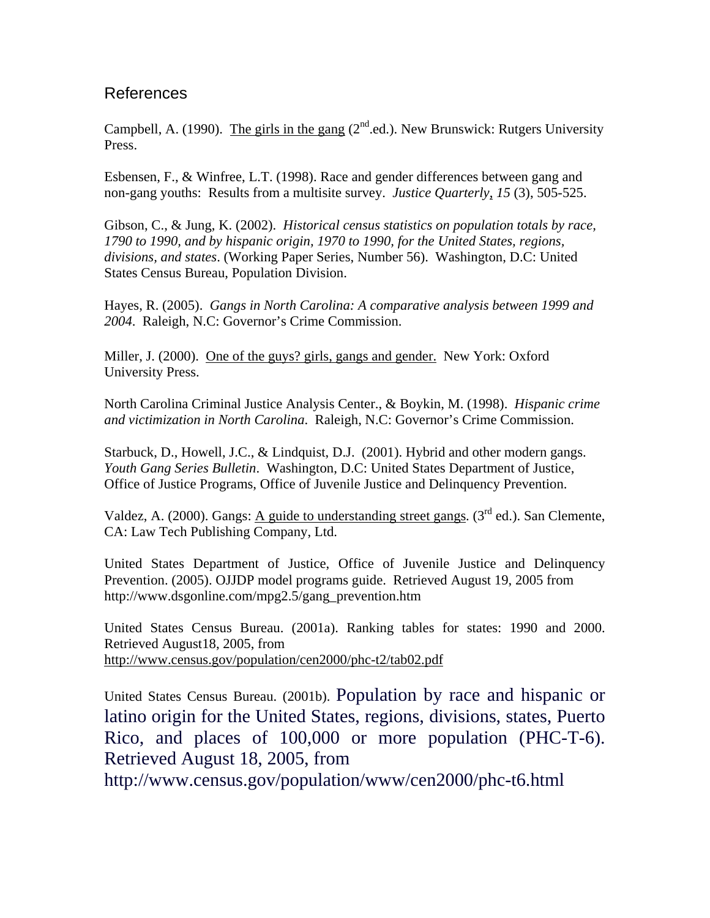## References

Campbell, A. (1990). The girls in the gang (2nd.ed.). New Brunswick: Rutgers University Press.

Esbensen, F., & Winfree, L.T. (1998). Race and gender differences between gang and non-gang youths: Results from a multisite survey. *Justice Quarterly*, *15* (3), 505-525.

Gibson, C., & Jung, K. (2002). *Historical census statistics on population totals by race, 1790 to 1990, and by hispanic origin, 1970 to 1990, for the United States, regions, divisions, and states*. (Working Paper Series, Number 56). Washington, D.C: United States Census Bureau, Population Division.

Hayes, R. (2005). *Gangs in North Carolina: A comparative analysis between 1999 and 2004*. Raleigh, N.C: Governor's Crime Commission.

Miller, J. (2000). One of the guys? girls, gangs and gender. New York: Oxford University Press.

North Carolina Criminal Justice Analysis Center., & Boykin, M. (1998). *Hispanic crime and victimization in North Carolina*. Raleigh, N.C: Governor's Crime Commission.

Starbuck, D., Howell, J.C., & Lindquist, D.J. (2001). Hybrid and other modern gangs. *Youth Gang Series Bulletin*. Washington, D.C: United States Department of Justice, Office of Justice Programs, Office of Juvenile Justice and Delinquency Prevention.

Valdez, A. (2000). Gangs: A guide to understanding street gangs. (3rd ed.). San Clemente, CA: Law Tech Publishing Company, Ltd.

United States Department of Justice, Office of Juvenile Justice and Delinquency Prevention. (2005). OJJDP model programs guide. Retrieved August 19, 2005 from http://www.dsgonline.com/mpg2.5/gang_prevention.htm

United States Census Bureau. (2001a). Ranking tables for states: 1990 and 2000. Retrieved August18, 2005, from http://www.census.gov/population/cen2000/phc-t2/tab02.pdf

United States Census Bureau. (2001b). Population by race and hispanic or latino origin for the United States, regions, divisions, states, Puerto Rico, and places of 100,000 or more population (PHC-T-6). Retrieved August 18, 2005, from http://www.census.gov/population/www/cen2000/phc-t6.html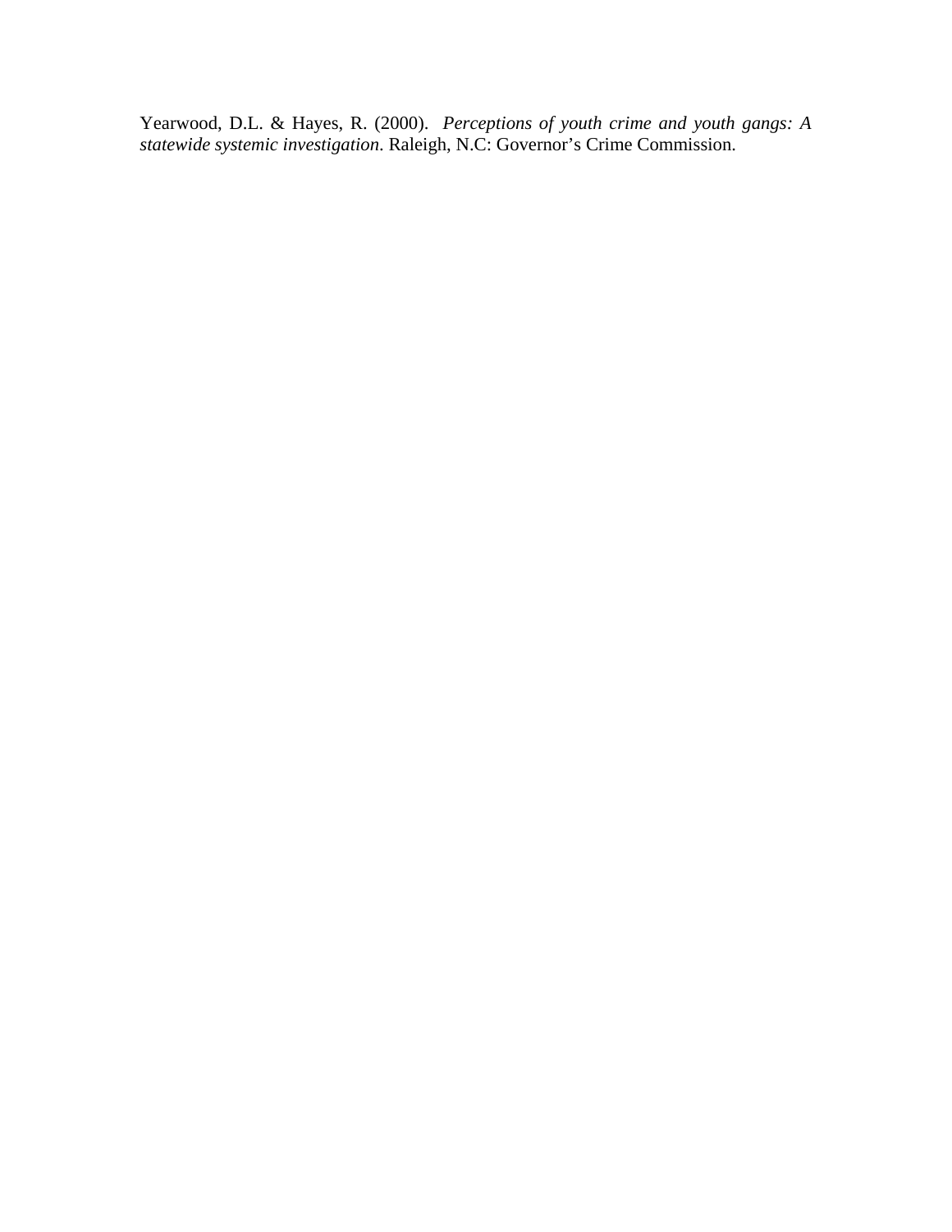Yearwood, D.L. & Hayes, R. (2000). *Perceptions of youth crime and youth gangs: A statewide systemic investigation*. Raleigh, N.C: Governor's Crime Commission.